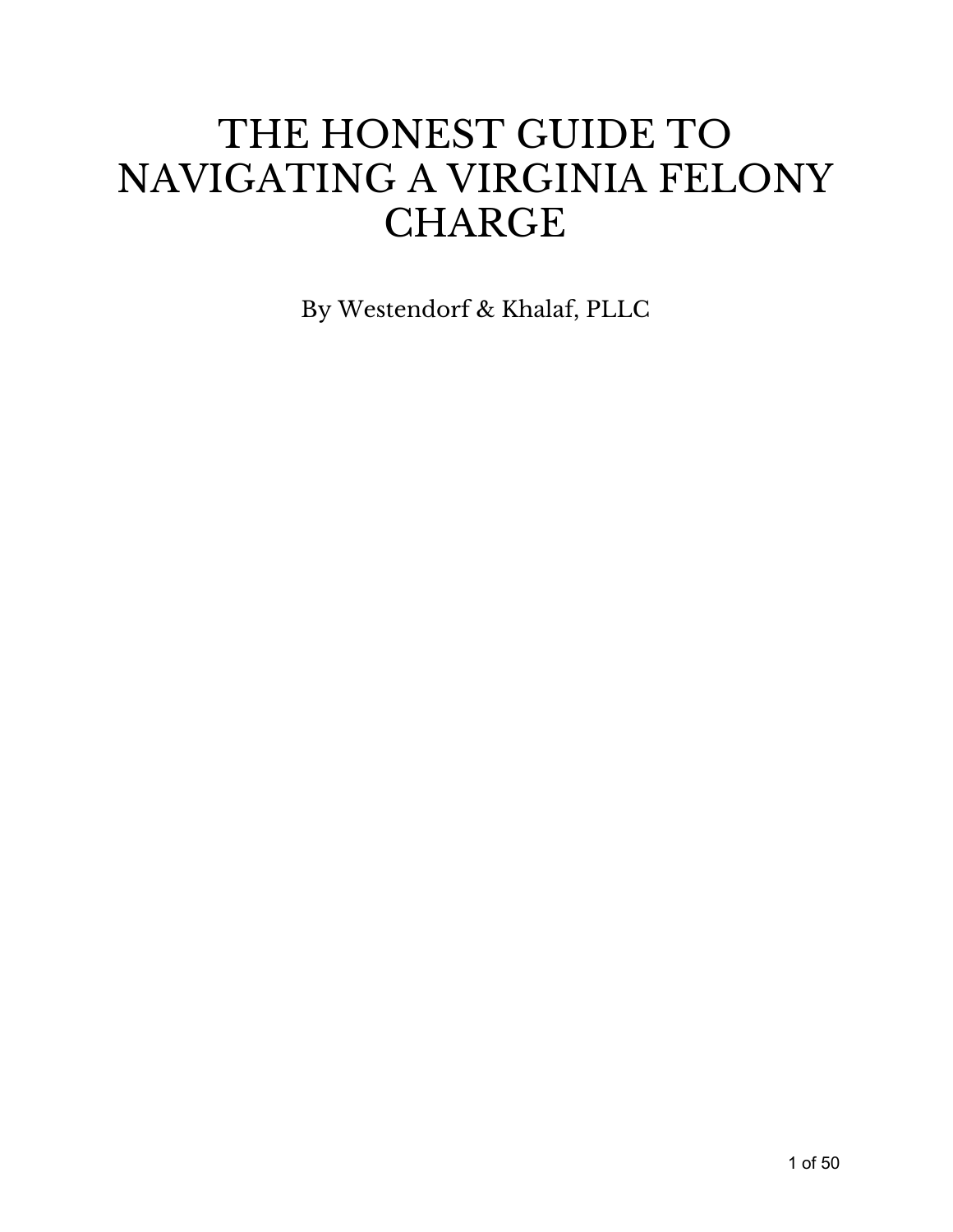# THE HONEST GUIDE TO NAVIGATING A VIRGINIA FELONY CHARGE

By Westendorf & Khalaf, PLLC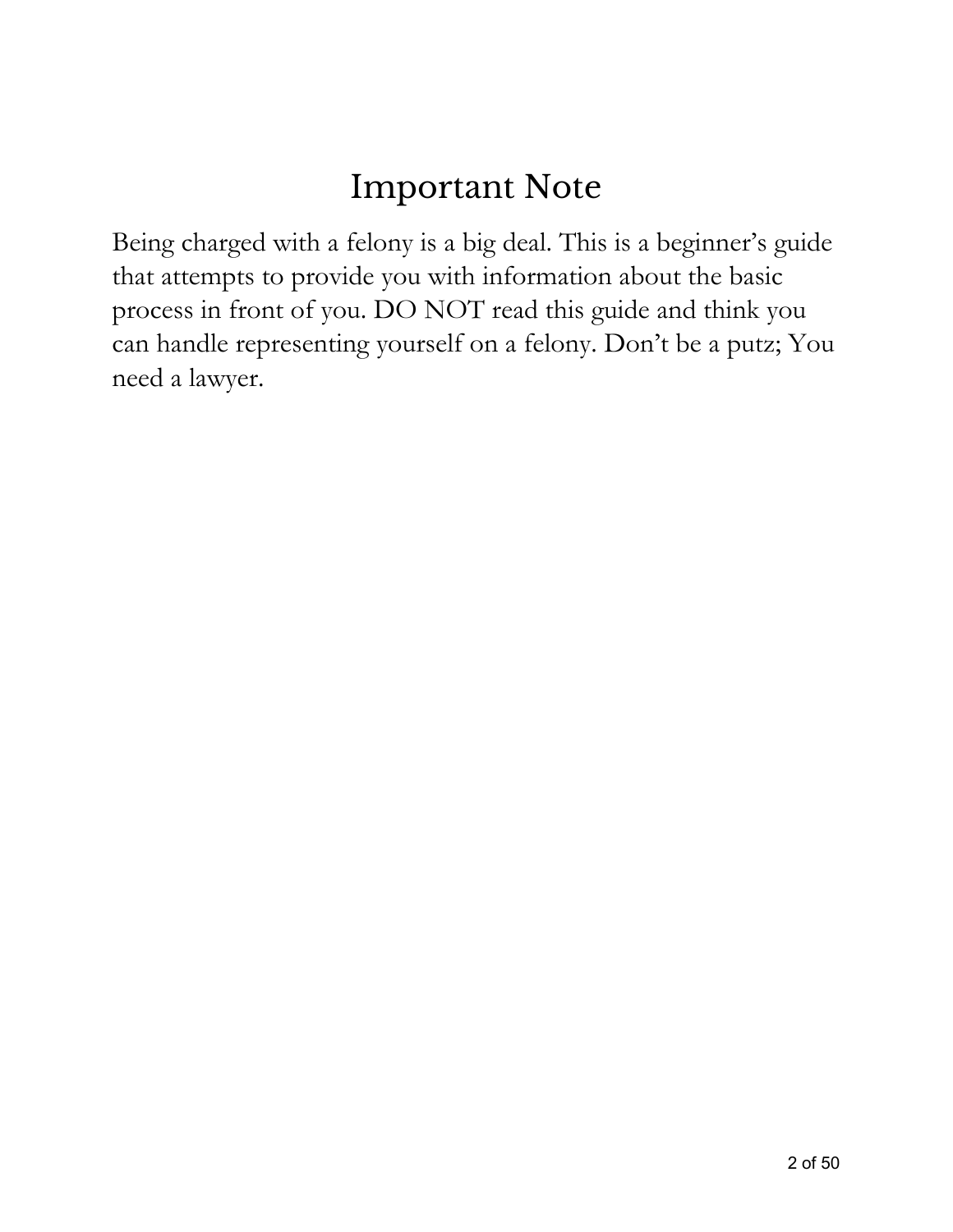# Important Note

Being charged with a felony is a big deal. This is a beginner's guide that attempts to provide you with information about the basic process in front of you. DO NOT read this guide and think you can handle representing yourself on a felony. Don't be a putz; You need a lawyer.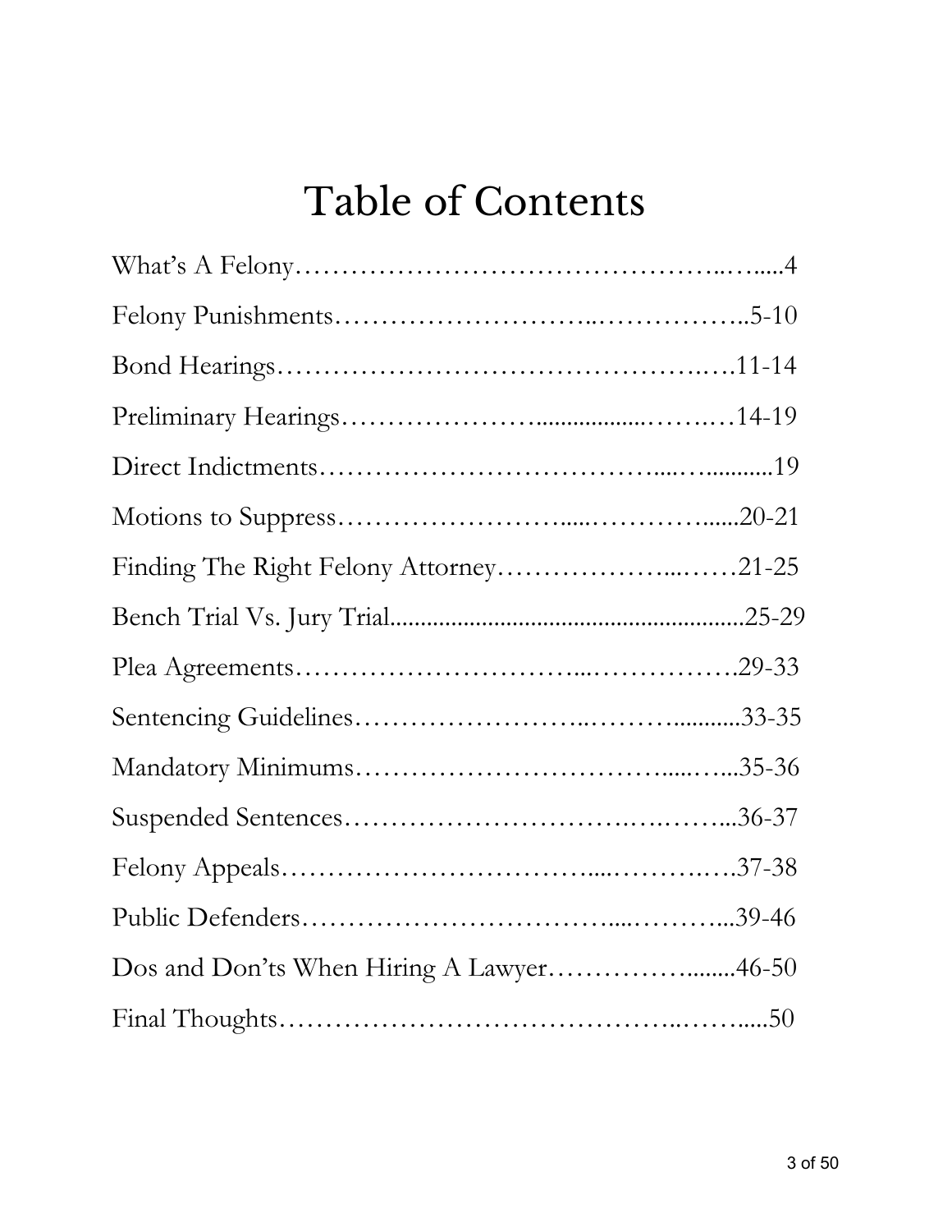# Table of Contents

What's A Felony…………………………………………..…......4

Felony Punishments………………………..……………..5-10

Bond Hearings…………………………………………..….11-14

Preliminary Hearings…………………................……..…14-19

Direct Indictments………………………………....…...........19

Motions to Suppress…………………….....………….......20-21

Finding The Right Felony Attorney………………...……21-25

Bench Trial Vs. Jury Trial.........................................................25-29

Plea Agreements…………………………...…………….29-33

Sentencing Guidelines……………………..………...........33-35

Mandatory Minimums…………………………......…...35-36

Suspended Sentences………………………….….……...36-37

Felony Appeals……………………………....………..….37-38

Public Defenders……………………………....………...39-46

Dos and Don'ts When Hiring A Lawyer……………........46-50

Final Thoughts…………………………………..……......50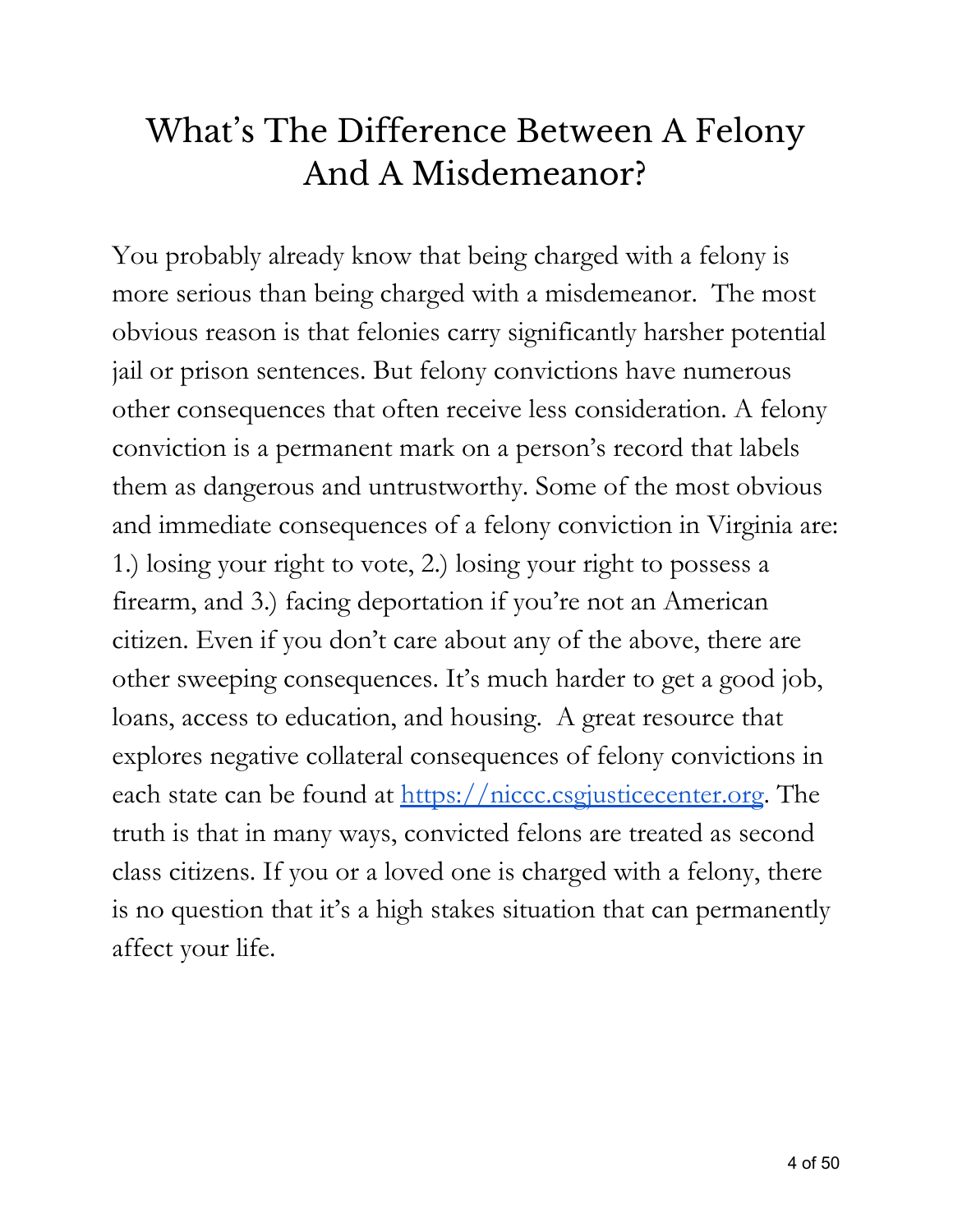# What's The Difference Between A Felony And A Misdemeanor?

You probably already know that being charged with a felony is more serious than being charged with a misdemeanor. The most obvious reason is that felonies carry significantly harsher potential jail or prison sentences. But felony convictions have numerous other consequences that often receive less consideration. A felony conviction is a permanent mark on a person's record that labels them as dangerous and untrustworthy. Some of the most obvious and immediate consequences of a felony conviction in Virginia are: 1.) losing your right to vote, 2.) losing your right to possess a firearm, and 3.) facing deportation if you're not an American citizen. Even if you don't care about any of the above, there are other sweeping consequences. It's much harder to get a good job, loans, access to education, and housing. A great resource that explores negative collateral consequences of felony convictions in each state can be found at [https://niccc.csgjusticecenter.org](https://niccc.csgjusticecenter.org). The truth is that in many ways, convicted felons are treated as second class citizens. If you or a loved one is charged with a felony, there is no question that it's a high stakes situation that can permanently affect your life.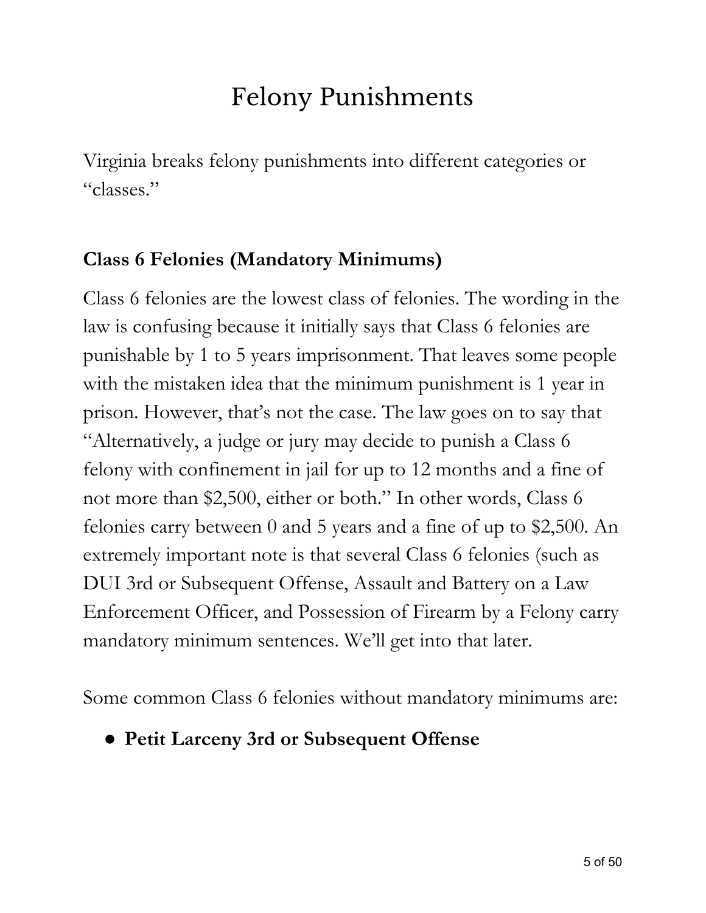# Felony Punishments

Virginia breaks felony punishments into different categories or "classes."

**Class 6 Felonies (Mandatory Minimums)**

Class 6 felonies are the lowest class of felonies. The wording in the law is confusing because it initially says that Class 6 felonies are punishable by 1 to 5 years imprisonment. That leaves some people with the mistaken idea that the minimum punishment is 1 year in prison. However, that's not the case. The law goes on to say that "Alternatively, a judge or jury may decide to punish a Class 6 felony with confinement in jail for up to 12 months and a fine of not more than $2,500, either or both." In other words, Class 6 felonies carry between 0 and 5 years and a fine of up to $2,500. An extremely important note is that several Class 6 felonies (such as DUI 3rd or Subsequent Offense, Assault and Battery on a Law Enforcement Officer, and Possession of Firearm by a Felony carry mandatory minimum sentences. We'll get into that later.

Some common Class 6 felonies without mandatory minimums are:

- **Petit Larceny 3rd or Subsequent Offense**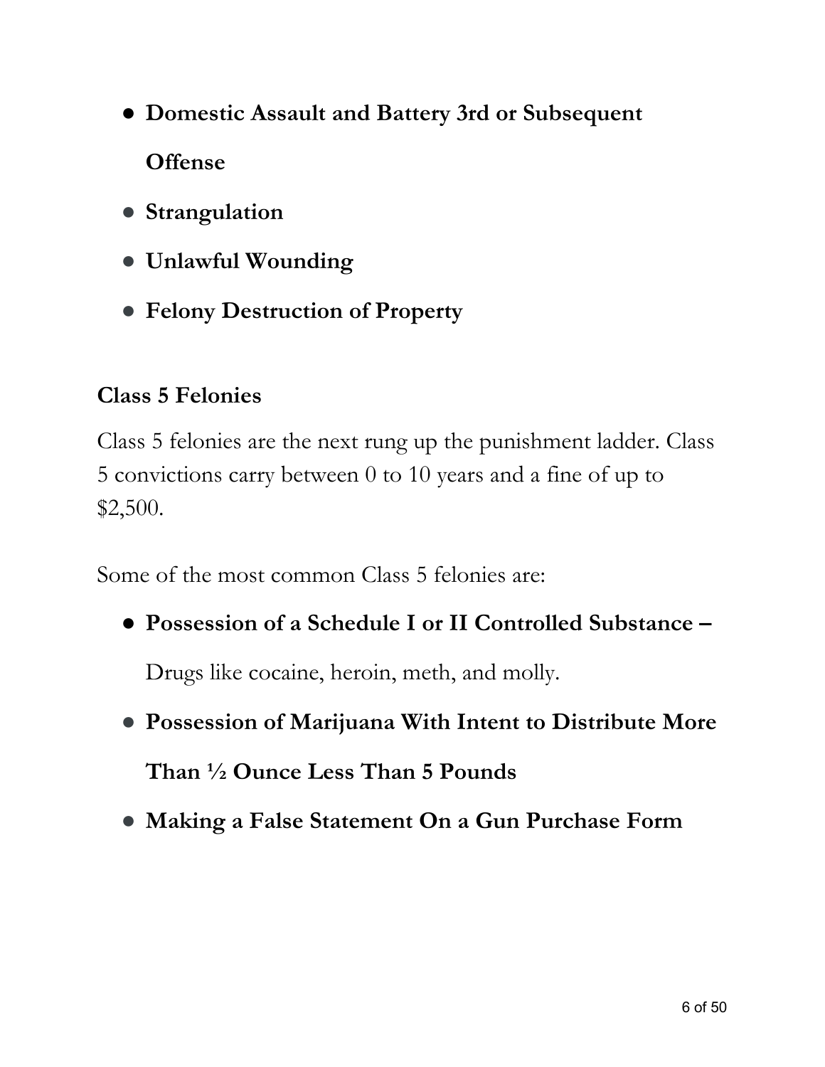- **Domestic Assault and Battery 3rd or Subsequent Offense**
- **Strangulation**
- **Unlawful Wounding**
- **Felony Destruction of Property**

### Class 5 Felonies

Class 5 felonies are the next rung up the punishment ladder. Class 5 convictions carry between 0 to 10 years and a fine of up to $2,500.

Some of the most common Class 5 felonies are:

- **Possession of a Schedule I or II Controlled Substance –** Drugs like cocaine, heroin, meth, and molly.
- **Possession of Marijuana With Intent to Distribute More Than ½ Ounce Less Than 5 Pounds**
- **Making a False Statement On a Gun Purchase Form**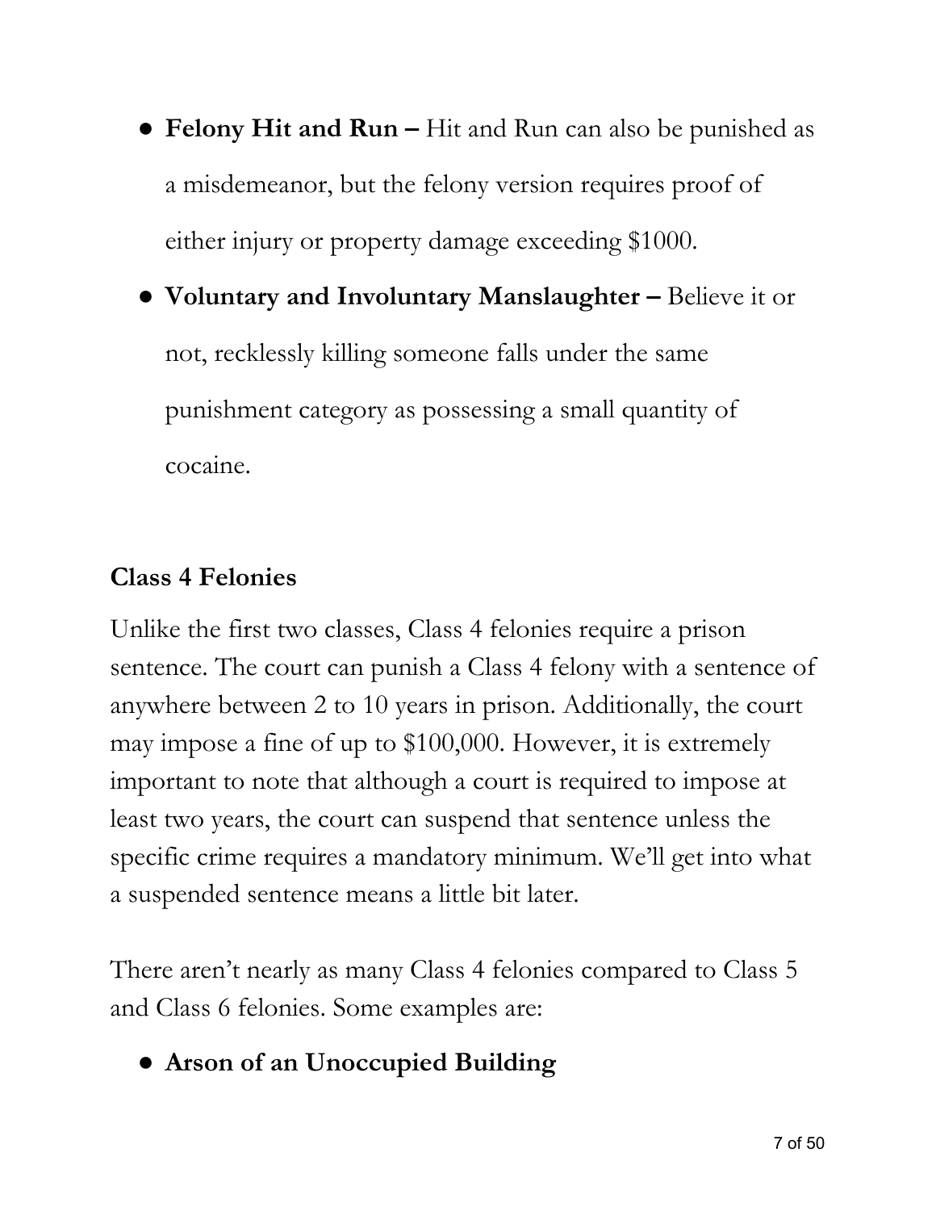- **Felony Hit and Run –** Hit and Run can also be punished as a misdemeanor, but the felony version requires proof of either injury or property damage exceeding $1000.
- **Voluntary and Involuntary Manslaughter –** Believe it or not, recklessly killing someone falls under the same punishment category as possessing a small quantity of cocaine.

### Class 4 Felonies

Unlike the first two classes, Class 4 felonies require a prison sentence. The court can punish a Class 4 felony with a sentence of anywhere between 2 to 10 years in prison. Additionally, the court may impose a fine of up to $100,000. However, it is extremely important to note that although a court is required to impose at least two years, the court can suspend that sentence unless the specific crime requires a mandatory minimum. We'll get into what a suspended sentence means a little bit later.

There aren't nearly as many Class 4 felonies compared to Class 5 and Class 6 felonies. Some examples are:

- **Arson of an Unoccupied Building**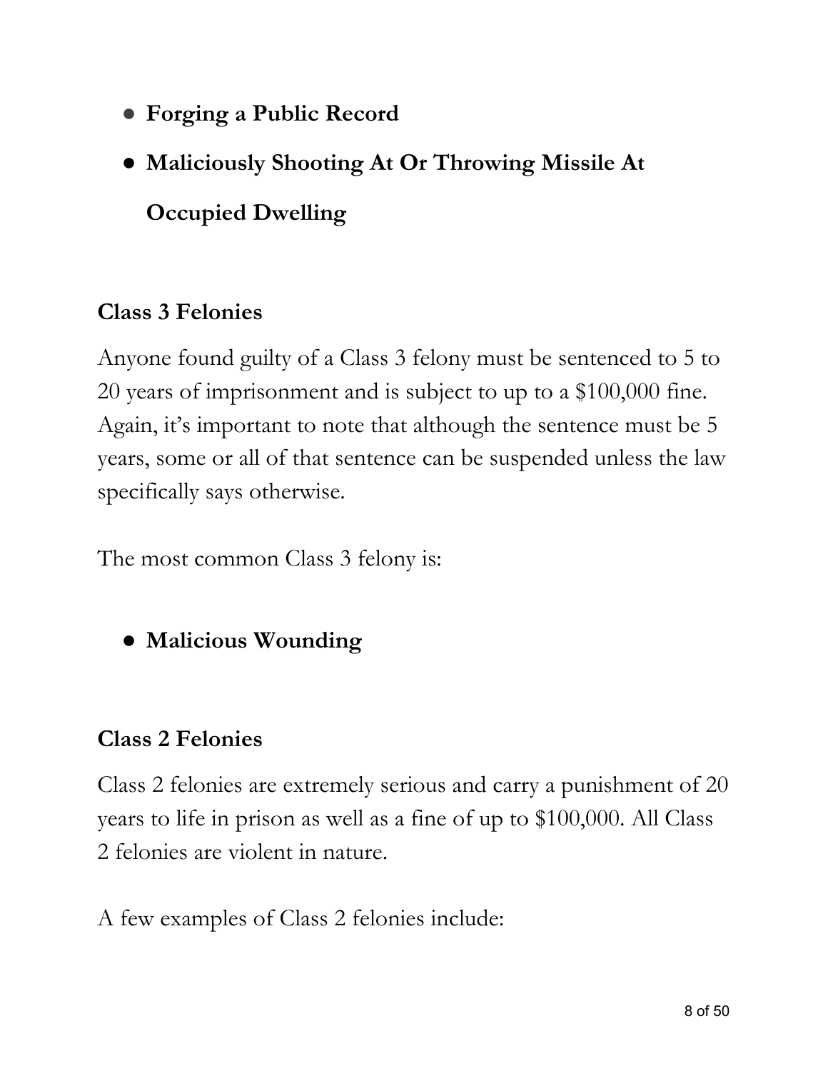- **Forging a Public Record**
- **Maliciously Shooting At Or Throwing Missile At Occupied Dwelling**

### Class 3 Felonies

Anyone found guilty of a Class 3 felony must be sentenced to 5 to 20 years of imprisonment and is subject to up to a $100,000 fine. Again, it's important to note that although the sentence must be 5 years, some or all of that sentence can be suspended unless the law specifically says otherwise.

The most common Class 3 felony is:

- **Malicious Wounding**

### Class 2 Felonies

Class 2 felonies are extremely serious and carry a punishment of 20 years to life in prison as well as a fine of up to $100,000. All Class 2 felonies are violent in nature.

A few examples of Class 2 felonies include: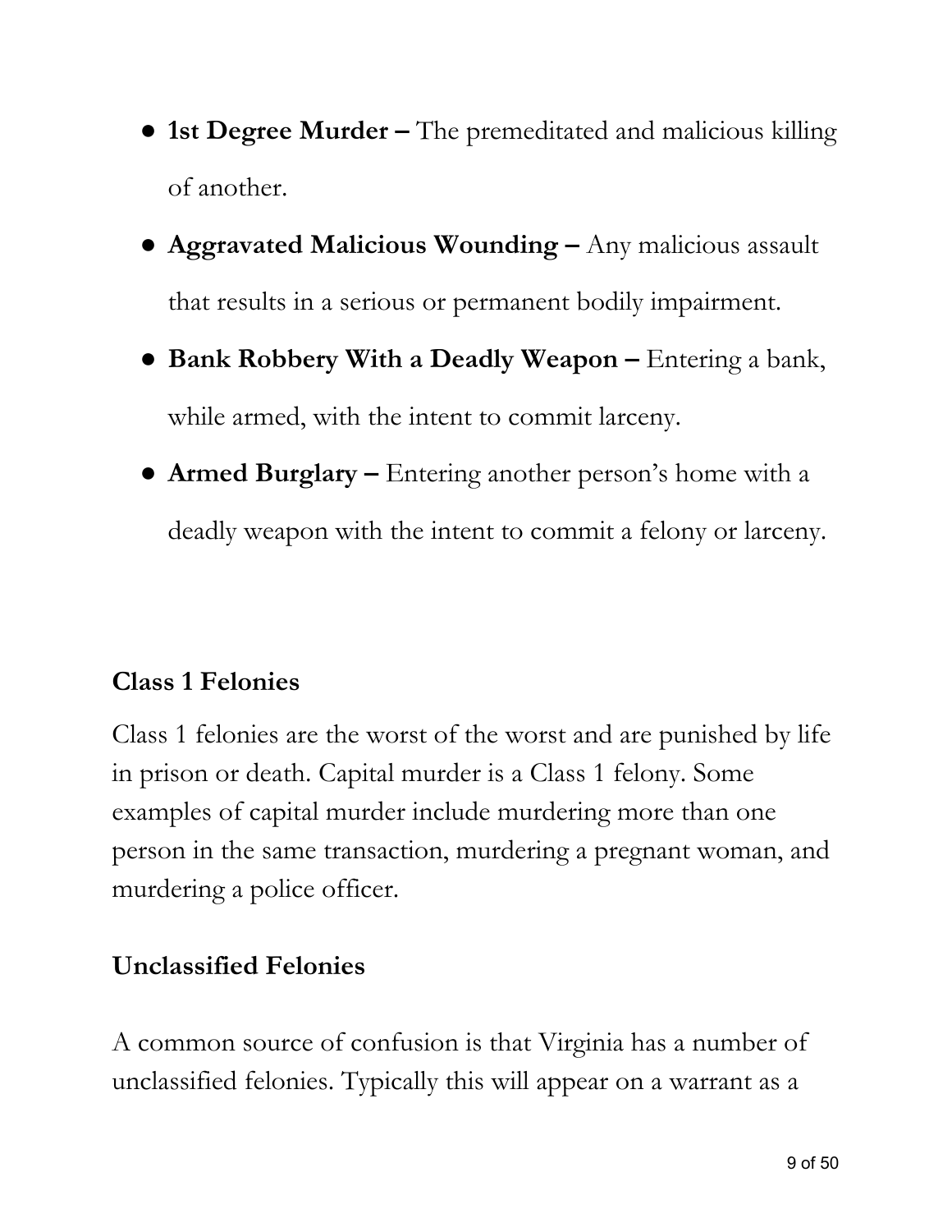- **1st Degree Murder –** The premeditated and malicious killing of another.
- **Aggravated Malicious Wounding –** Any malicious assault that results in a serious or permanent bodily impairment.
- **Bank Robbery With a Deadly Weapon –** Entering a bank, while armed, with the intent to commit larceny.
- **Armed Burglary –** Entering another person's home with a deadly weapon with the intent to commit a felony or larceny.

### Class 1 Felonies

Class 1 felonies are the worst of the worst and are punished by life in prison or death. Capital murder is a Class 1 felony. Some examples of capital murder include murdering more than one person in the same transaction, murdering a pregnant woman, and murdering a police officer.

### Unclassified Felonies

A common source of confusion is that Virginia has a number of unclassified felonies. Typically this will appear on a warrant as a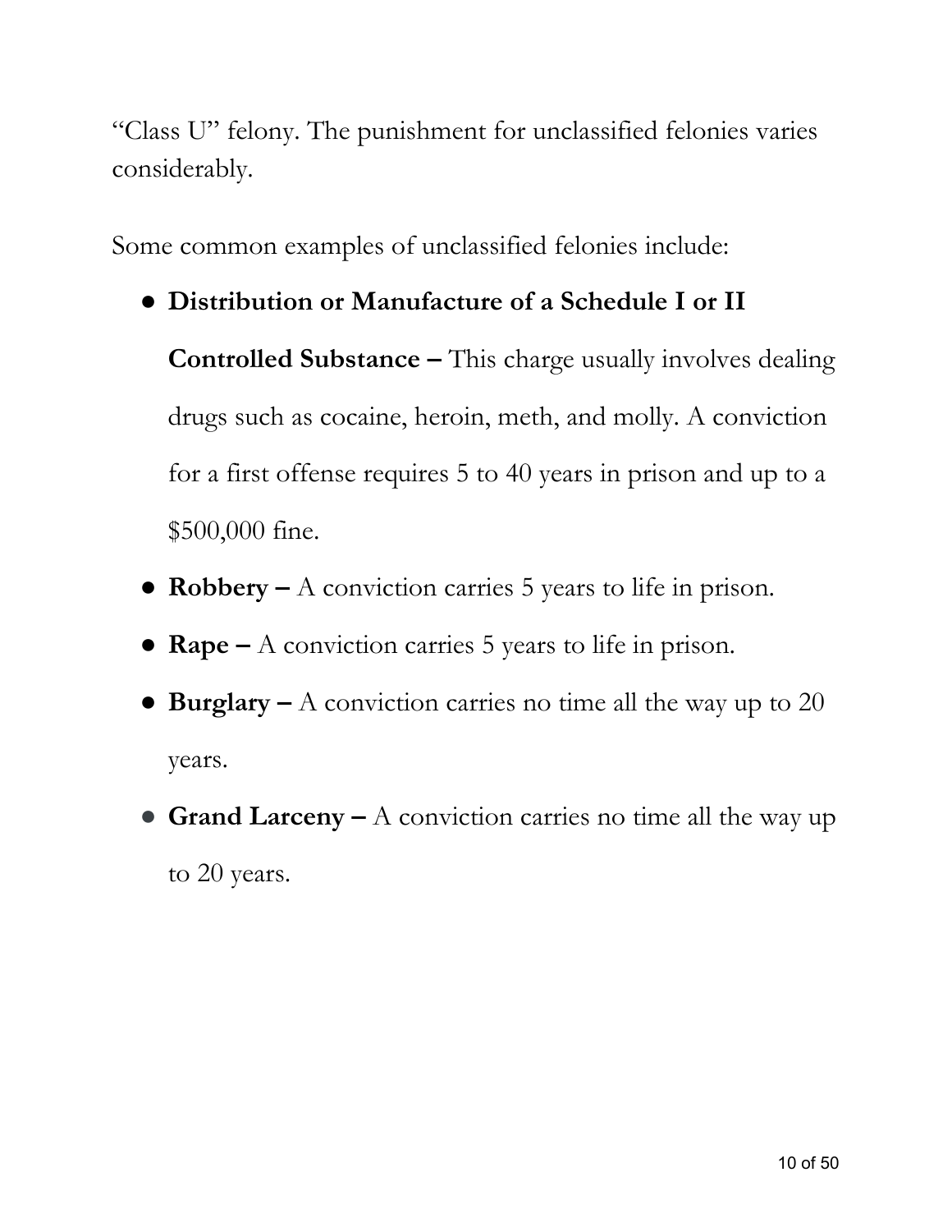"Class U" felony. The punishment for unclassified felonies varies considerably.

Some common examples of unclassified felonies include:

- **Distribution or Manufacture of a Schedule I or II Controlled Substance –** This charge usually involves dealing drugs such as cocaine, heroin, meth, and molly. A conviction for a first offense requires 5 to 40 years in prison and up to a $500,000 fine.
- **Robbery –** A conviction carries 5 years to life in prison.
- **Rape –** A conviction carries 5 years to life in prison.
- **Burglary –** A conviction carries no time all the way up to 20 years.
- **Grand Larceny –** A conviction carries no time all the way up to 20 years.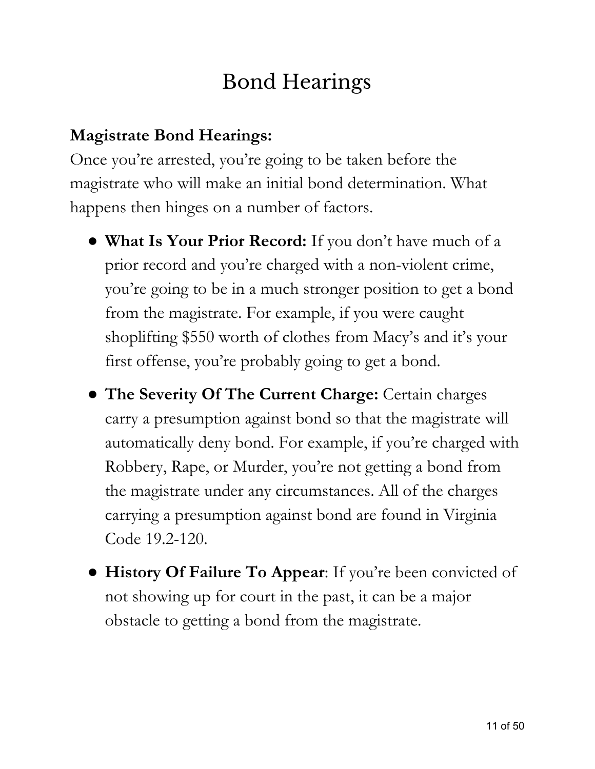# Bond Hearings

**Magistrate Bond Hearings:**

Once you're arrested, you're going to be taken before the magistrate who will make an initial bond determination. What happens then hinges on a number of factors.

- **What Is Your Prior Record:** If you don't have much of a prior record and you're charged with a non-violent crime, you're going to be in a much stronger position to get a bond from the magistrate. For example, if you were caught shoplifting $550 worth of clothes from Macy's and it's your first offense, you're probably going to get a bond.
- **The Severity Of The Current Charge:** Certain charges carry a presumption against bond so that the magistrate will automatically deny bond. For example, if you're charged with Robbery, Rape, or Murder, you're not getting a bond from the magistrate under any circumstances. All of the charges carrying a presumption against bond are found in Virginia Code 19.2-120.
- **History Of Failure To Appear**: If you're been convicted of not showing up for court in the past, it can be a major obstacle to getting a bond from the magistrate.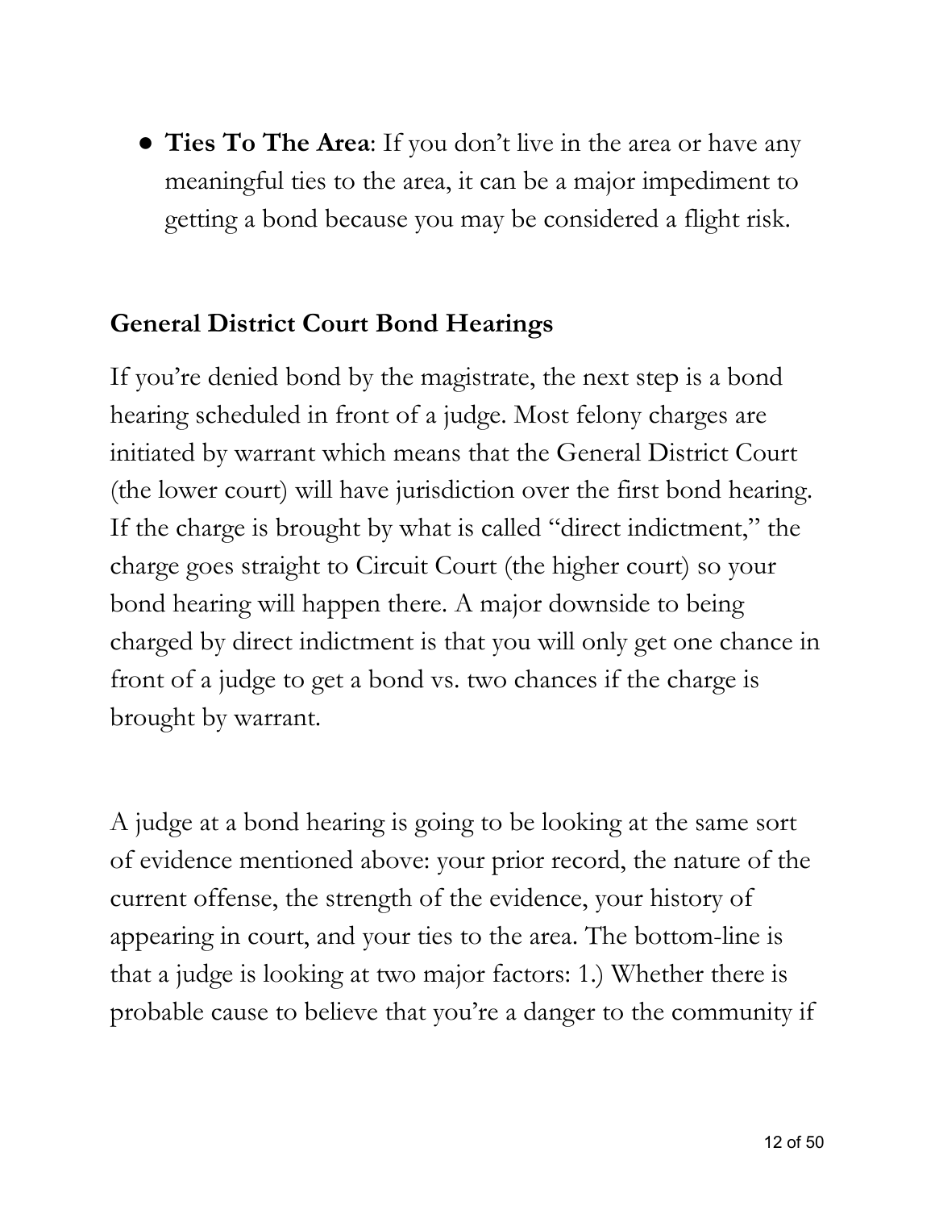- **Ties To The Area**: If you don't live in the area or have any meaningful ties to the area, it can be a major impediment to getting a bond because you may be considered a flight risk.

### General District Court Bond Hearings

If you're denied bond by the magistrate, the next step is a bond hearing scheduled in front of a judge. Most felony charges are initiated by warrant which means that the General District Court (the lower court) will have jurisdiction over the first bond hearing. If the charge is brought by what is called "direct indictment," the charge goes straight to Circuit Court (the higher court) so your bond hearing will happen there. A major downside to being charged by direct indictment is that you will only get one chance in front of a judge to get a bond vs. two chances if the charge is brought by warrant.

A judge at a bond hearing is going to be looking at the same sort of evidence mentioned above: your prior record, the nature of the current offense, the strength of the evidence, your history of appearing in court, and your ties to the area. The bottom-line is that a judge is looking at two major factors: 1.) Whether there is probable cause to believe that you're a danger to the community if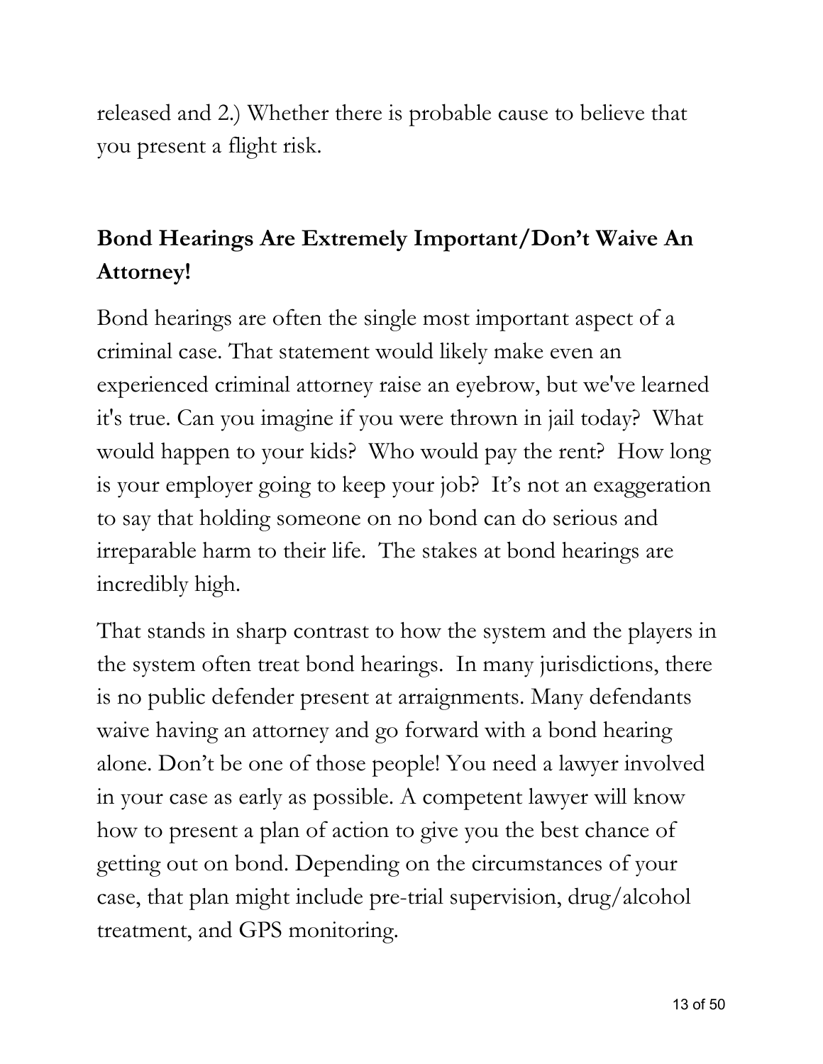released and 2.) Whether there is probable cause to believe that you present a flight risk.

## Bond Hearings Are Extremely Important/Don't Waive An Attorney!

Bond hearings are often the single most important aspect of a criminal case. That statement would likely make even an experienced criminal attorney raise an eyebrow, but we've learned it's true. Can you imagine if you were thrown in jail today? What would happen to your kids? Who would pay the rent? How long is your employer going to keep your job? It's not an exaggeration to say that holding someone on no bond can do serious and irreparable harm to their life. The stakes at bond hearings are incredibly high.

That stands in sharp contrast to how the system and the players in the system often treat bond hearings. In many jurisdictions, there is no public defender present at arraignments. Many defendants waive having an attorney and go forward with a bond hearing alone. Don't be one of those people! You need a lawyer involved in your case as early as possible. A competent lawyer will know how to present a plan of action to give you the best chance of getting out on bond. Depending on the circumstances of your case, that plan might include pre-trial supervision, drug/alcohol treatment, and GPS monitoring.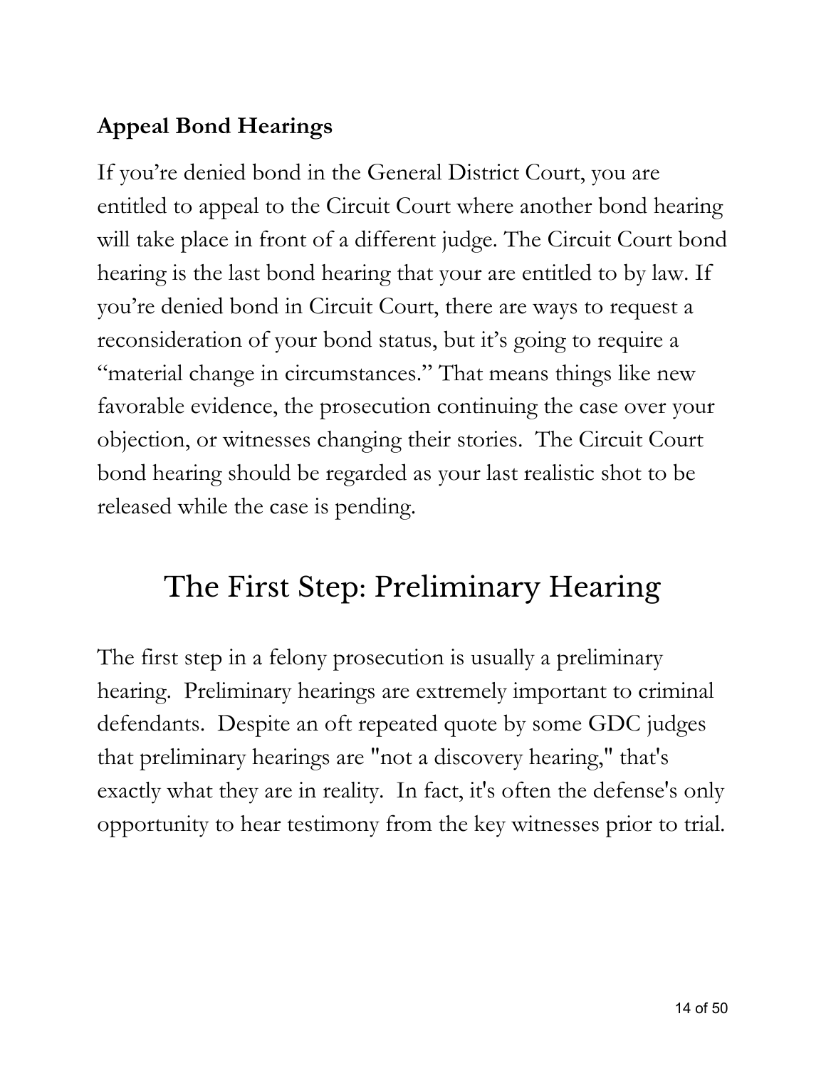### Appeal Bond Hearings

If you’re denied bond in the General District Court, you are entitled to appeal to the Circuit Court where another bond hearing will take place in front of a different judge. The Circuit Court bond hearing is the last bond hearing that your are entitled to by law. If you’re denied bond in Circuit Court, there are ways to request a reconsideration of your bond status, but it’s going to require a “material change in circumstances.” That means things like new favorable evidence, the prosecution continuing the case over your objection, or witnesses changing their stories. The Circuit Court bond hearing should be regarded as your last realistic shot to be released while the case is pending.

## The First Step: Preliminary Hearing

The first step in a felony prosecution is usually a preliminary hearing. Preliminary hearings are extremely important to criminal defendants. Despite an oft repeated quote by some GDC judges that preliminary hearings are "not a discovery hearing," that's exactly what they are in reality. In fact, it's often the defense's only opportunity to hear testimony from the key witnesses prior to trial.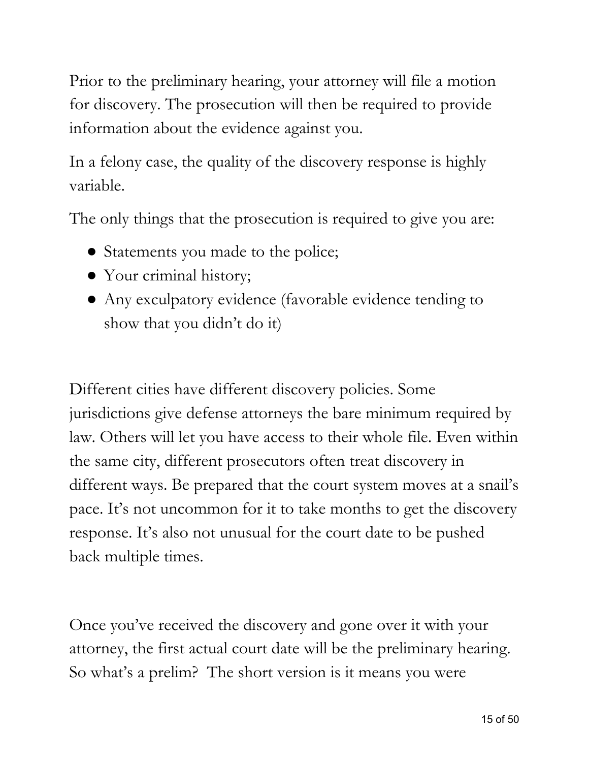Prior to the preliminary hearing, your attorney will file a motion for discovery. The prosecution will then be required to provide information about the evidence against you.

In a felony case, the quality of the discovery response is highly variable.

The only things that the prosecution is required to give you are:

- Statements you made to the police;
- Your criminal history;
- Any exculpatory evidence (favorable evidence tending to show that you didn't do it)

Different cities have different discovery policies. Some jurisdictions give defense attorneys the bare minimum required by law. Others will let you have access to their whole file. Even within the same city, different prosecutors often treat discovery in different ways. Be prepared that the court system moves at a snail's pace. It's not uncommon for it to take months to get the discovery response. It's also not unusual for the court date to be pushed back multiple times.

Once you've received the discovery and gone over it with your attorney, the first actual court date will be the preliminary hearing. So what's a prelim? The short version is it means you were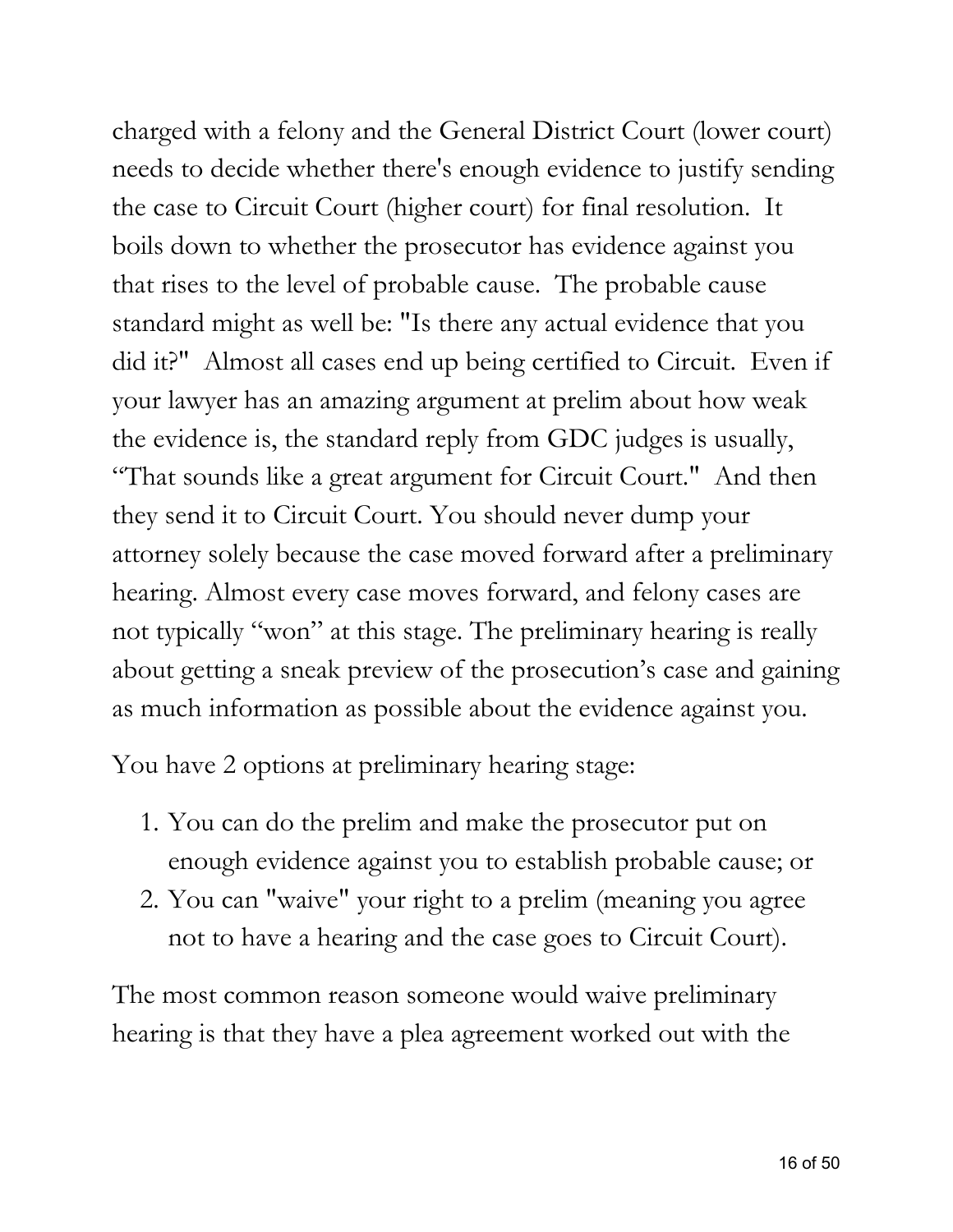charged with a felony and the General District Court (lower court) needs to decide whether there's enough evidence to justify sending the case to Circuit Court (higher court) for final resolution. It boils down to whether the prosecutor has evidence against you that rises to the level of probable cause. The probable cause standard might as well be: "Is there any actual evidence that you did it?" Almost all cases end up being certified to Circuit. Even if your lawyer has an amazing argument at prelim about how weak the evidence is, the standard reply from GDC judges is usually, "That sounds like a great argument for Circuit Court." And then they send it to Circuit Court. You should never dump your attorney solely because the case moved forward after a preliminary hearing. Almost every case moves forward, and felony cases are not typically "won" at this stage. The preliminary hearing is really about getting a sneak preview of the prosecution's case and gaining as much information as possible about the evidence against you.

You have 2 options at preliminary hearing stage:

1. You can do the prelim and make the prosecutor put on enough evidence against you to establish probable cause; or
2. You can "waive" your right to a prelim (meaning you agree not to have a hearing and the case goes to Circuit Court).

The most common reason someone would waive preliminary hearing is that they have a plea agreement worked out with the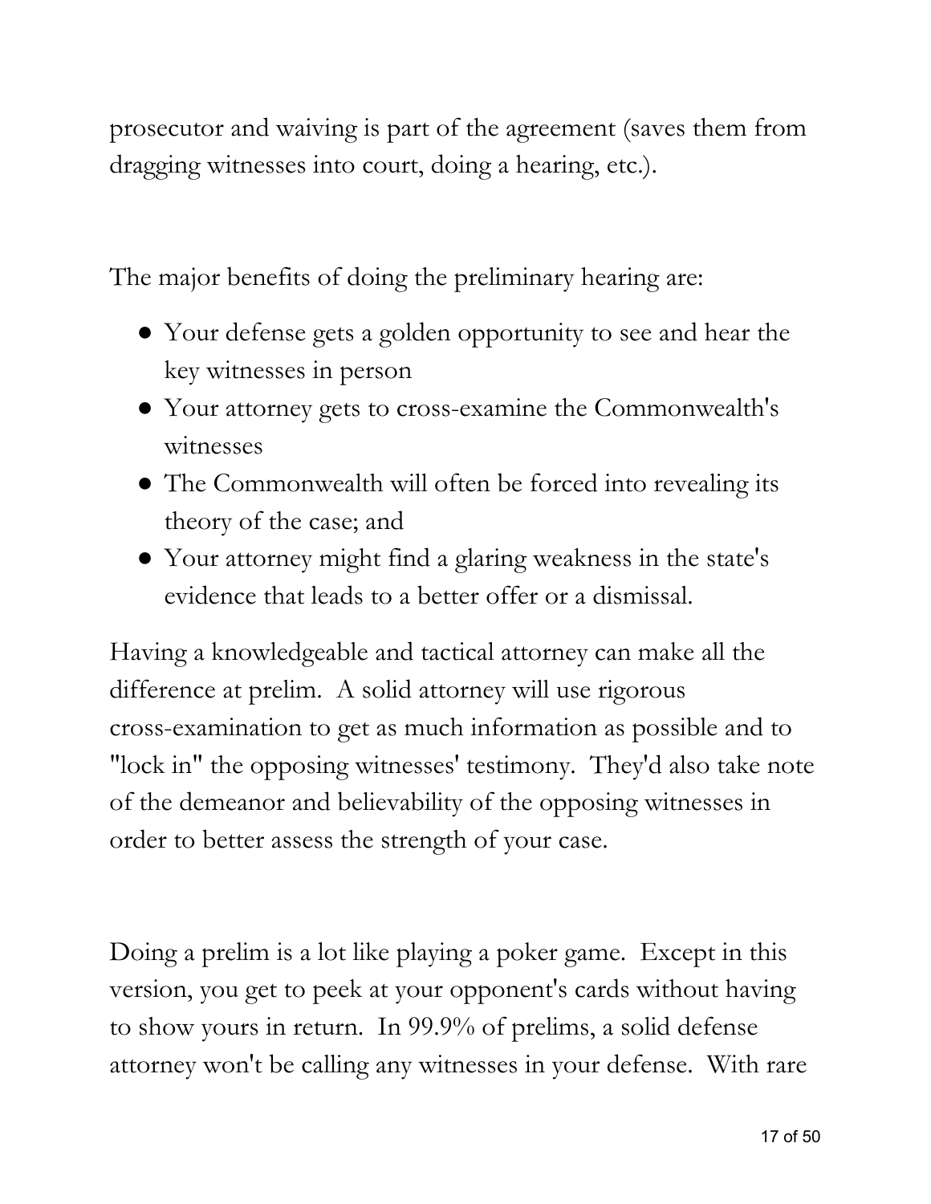prosecutor and waiving is part of the agreement (saves them from dragging witnesses into court, doing a hearing, etc.).

The major benefits of doing the preliminary hearing are:

- Your defense gets a golden opportunity to see and hear the key witnesses in person
- Your attorney gets to cross-examine the Commonwealth's witnesses
- The Commonwealth will often be forced into revealing its theory of the case; and
- Your attorney might find a glaring weakness in the state's evidence that leads to a better offer or a dismissal.

Having a knowledgeable and tactical attorney can make all the difference at prelim. A solid attorney will use rigorous cross-examination to get as much information as possible and to "lock in" the opposing witnesses' testimony. They'd also take note of the demeanor and believability of the opposing witnesses in order to better assess the strength of your case.

Doing a prelim is a lot like playing a poker game. Except in this version, you get to peek at your opponent's cards without having to show yours in return. In 99.9% of prelims, a solid defense attorney won't be calling any witnesses in your defense. With rare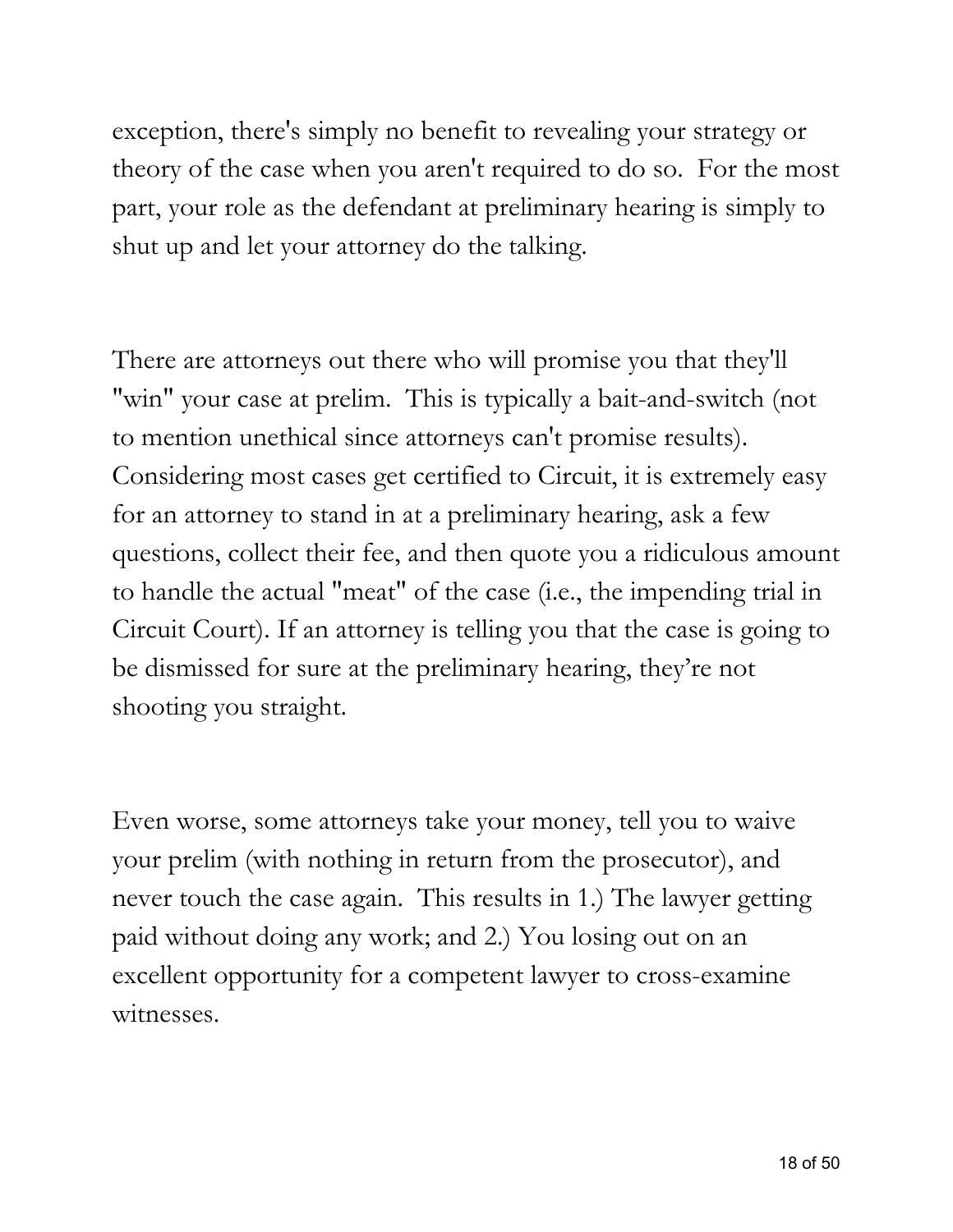exception, there's simply no benefit to revealing your strategy or theory of the case when you aren't required to do so.  For the most part, your role as the defendant at preliminary hearing is simply to shut up and let your attorney do the talking.

There are attorneys out there who will promise you that they'll "win" your case at prelim.  This is typically a bait-and-switch (not to mention unethical since attorneys can't promise results).  Considering most cases get certified to Circuit, it is extremely easy for an attorney to stand in at a preliminary hearing, ask a few questions, collect their fee, and then quote you a ridiculous amount to handle the actual "meat" of the case (i.e., the impending trial in Circuit Court). If an attorney is telling you that the case is going to be dismissed for sure at the preliminary hearing, they're not shooting you straight.

Even worse, some attorneys take your money, tell you to waive your prelim (with nothing in return from the prosecutor), and never touch the case again.  This results in 1.) The lawyer getting paid without doing any work; and 2.) You losing out on an excellent opportunity for a competent lawyer to cross-examine witnesses.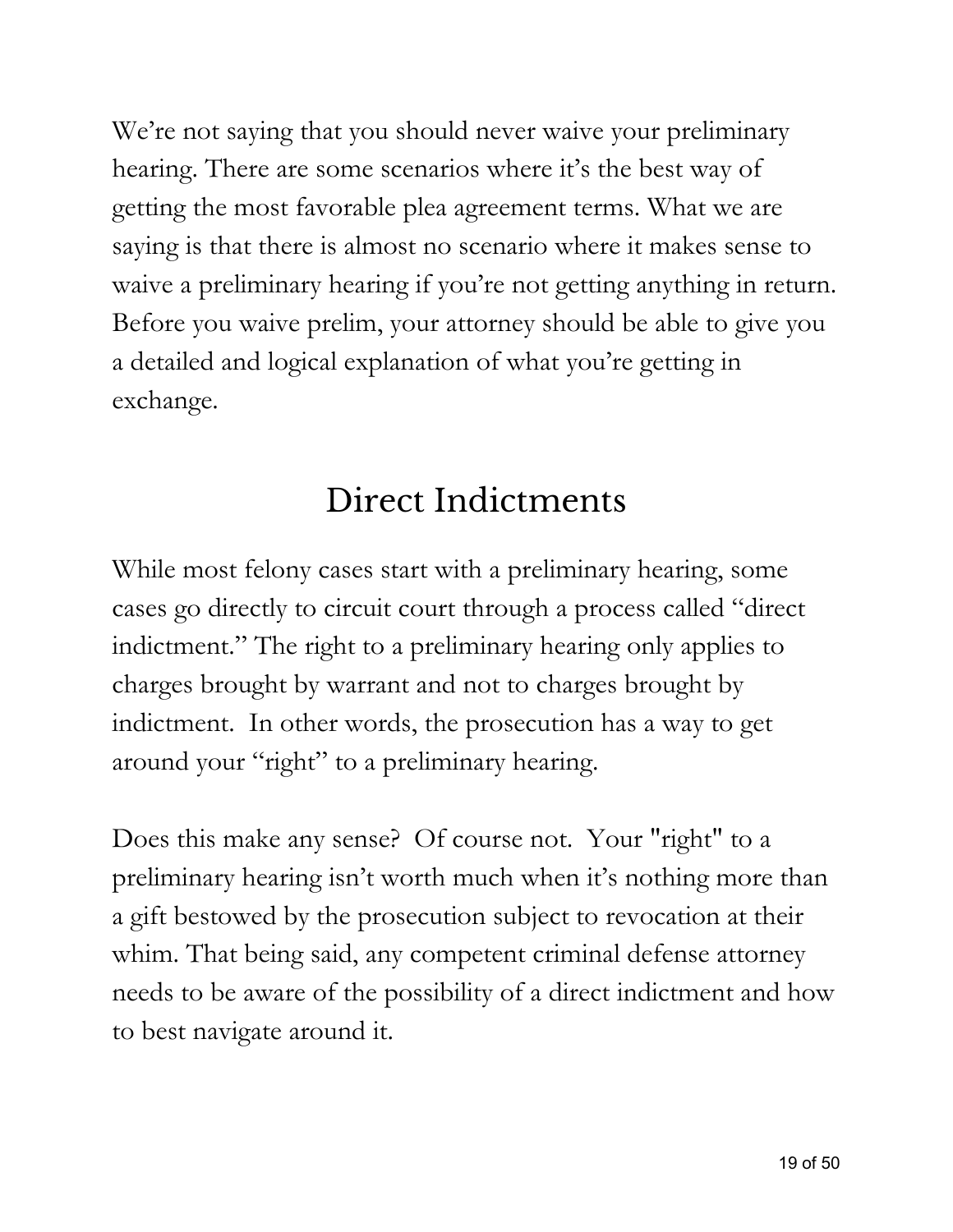We're not saying that you should never waive your preliminary hearing. There are some scenarios where it's the best way of getting the most favorable plea agreement terms. What we are saying is that there is almost no scenario where it makes sense to waive a preliminary hearing if you're not getting anything in return. Before you waive prelim, your attorney should be able to give you a detailed and logical explanation of what you're getting in exchange.

## Direct Indictments

While most felony cases start with a preliminary hearing, some cases go directly to circuit court through a process called "direct indictment." The right to a preliminary hearing only applies to charges brought by warrant and not to charges brought by indictment. In other words, the prosecution has a way to get around your "right" to a preliminary hearing.

Does this make any sense? Of course not. Your "right" to a preliminary hearing isn't worth much when it's nothing more than a gift bestowed by the prosecution subject to revocation at their whim. That being said, any competent criminal defense attorney needs to be aware of the possibility of a direct indictment and how to best navigate around it.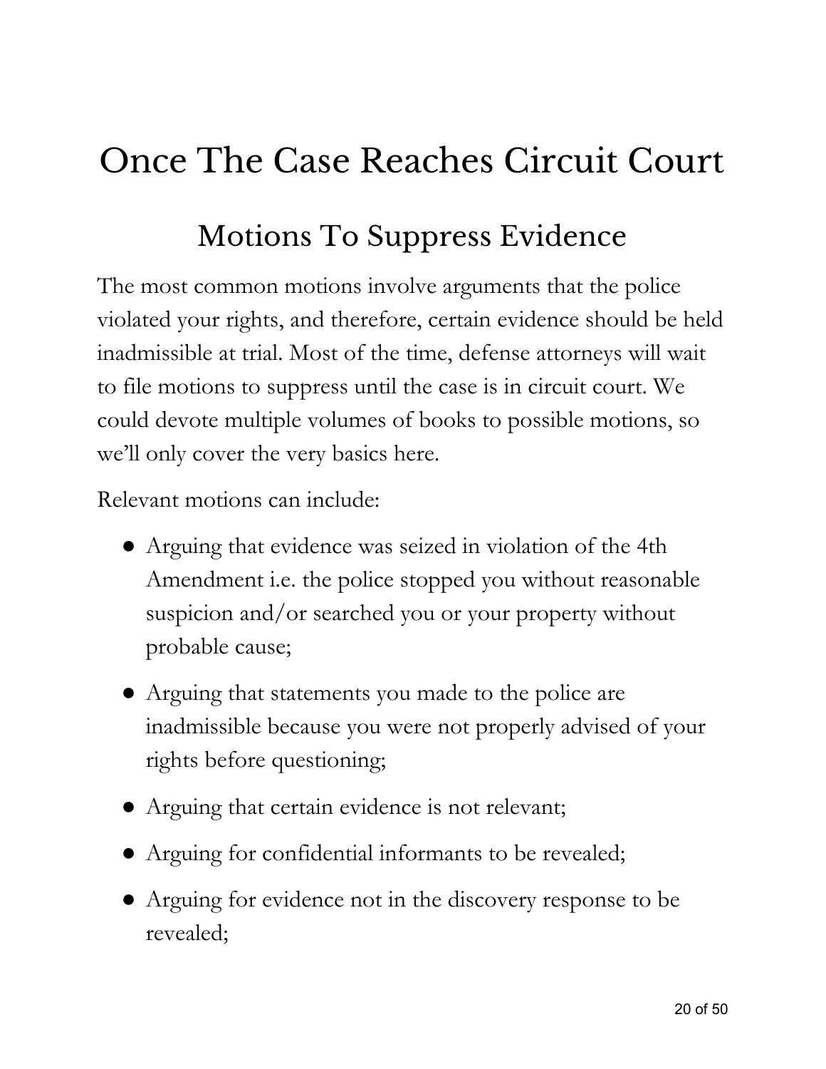# Once The Case Reaches Circuit Court

## Motions To Suppress Evidence

The most common motions involve arguments that the police violated your rights, and therefore, certain evidence should be held inadmissible at trial. Most of the time, defense attorneys will wait to file motions to suppress until the case is in circuit court. We could devote multiple volumes of books to possible motions, so we'll only cover the very basics here.

Relevant motions can include:

- Arguing that evidence was seized in violation of the 4th Amendment i.e. the police stopped you without reasonable suspicion and/or searched you or your property without probable cause;
- Arguing that statements you made to the police are inadmissible because you were not properly advised of your rights before questioning;
- Arguing that certain evidence is not relevant;
- Arguing for confidential informants to be revealed;
- Arguing for evidence not in the discovery response to be revealed;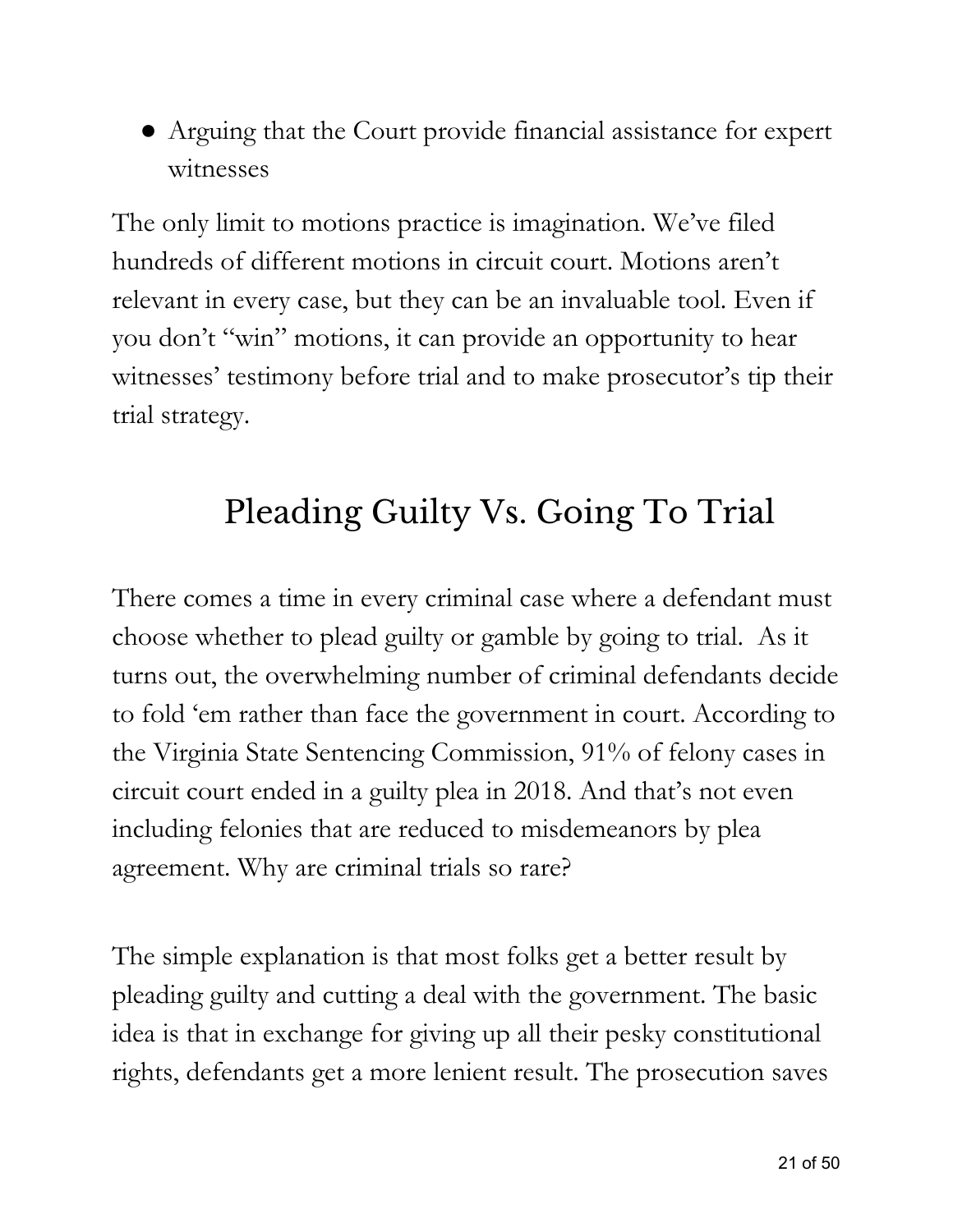- Arguing that the Court provide financial assistance for expert witnesses

The only limit to motions practice is imagination. We've filed hundreds of different motions in circuit court. Motions aren't relevant in every case, but they can be an invaluable tool. Even if you don't "win" motions, it can provide an opportunity to hear witnesses' testimony before trial and to make prosecutor's tip their trial strategy.

## Pleading Guilty Vs. Going To Trial

There comes a time in every criminal case where a defendant must choose whether to plead guilty or gamble by going to trial. As it turns out, the overwhelming number of criminal defendants decide to fold 'em rather than face the government in court. According to the Virginia State Sentencing Commission, 91% of felony cases in circuit court ended in a guilty plea in 2018. And that's not even including felonies that are reduced to misdemeanors by plea agreement. Why are criminal trials so rare?

The simple explanation is that most folks get a better result by pleading guilty and cutting a deal with the government. The basic idea is that in exchange for giving up all their pesky constitutional rights, defendants get a more lenient result. The prosecution saves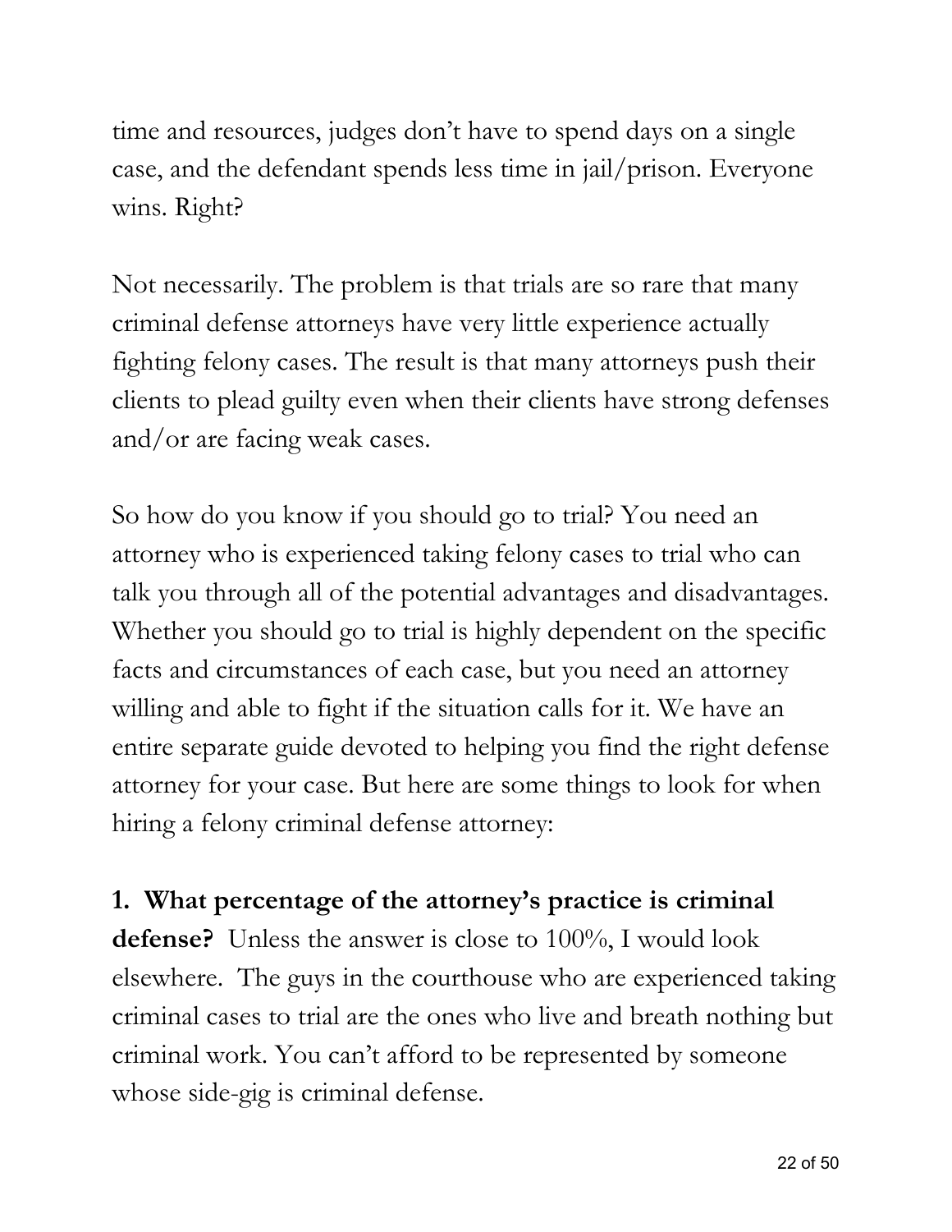time and resources, judges don't have to spend days on a single case, and the defendant spends less time in jail/prison. Everyone wins. Right?

Not necessarily. The problem is that trials are so rare that many criminal defense attorneys have very little experience actually fighting felony cases. The result is that many attorneys push their clients to plead guilty even when their clients have strong defenses and/or are facing weak cases.

So how do you know if you should go to trial? You need an attorney who is experienced taking felony cases to trial who can talk you through all of the potential advantages and disadvantages. Whether you should go to trial is highly dependent on the specific facts and circumstances of each case, but you need an attorney willing and able to fight if the situation calls for it. We have an entire separate guide devoted to helping you find the right defense attorney for your case. But here are some things to look for when hiring a felony criminal defense attorney:

**1. What percentage of the attorney's practice is criminal defense?** Unless the answer is close to 100%, I would look elsewhere. The guys in the courthouse who are experienced taking criminal cases to trial are the ones who live and breath nothing but criminal work. You can't afford to be represented by someone whose side-gig is criminal defense.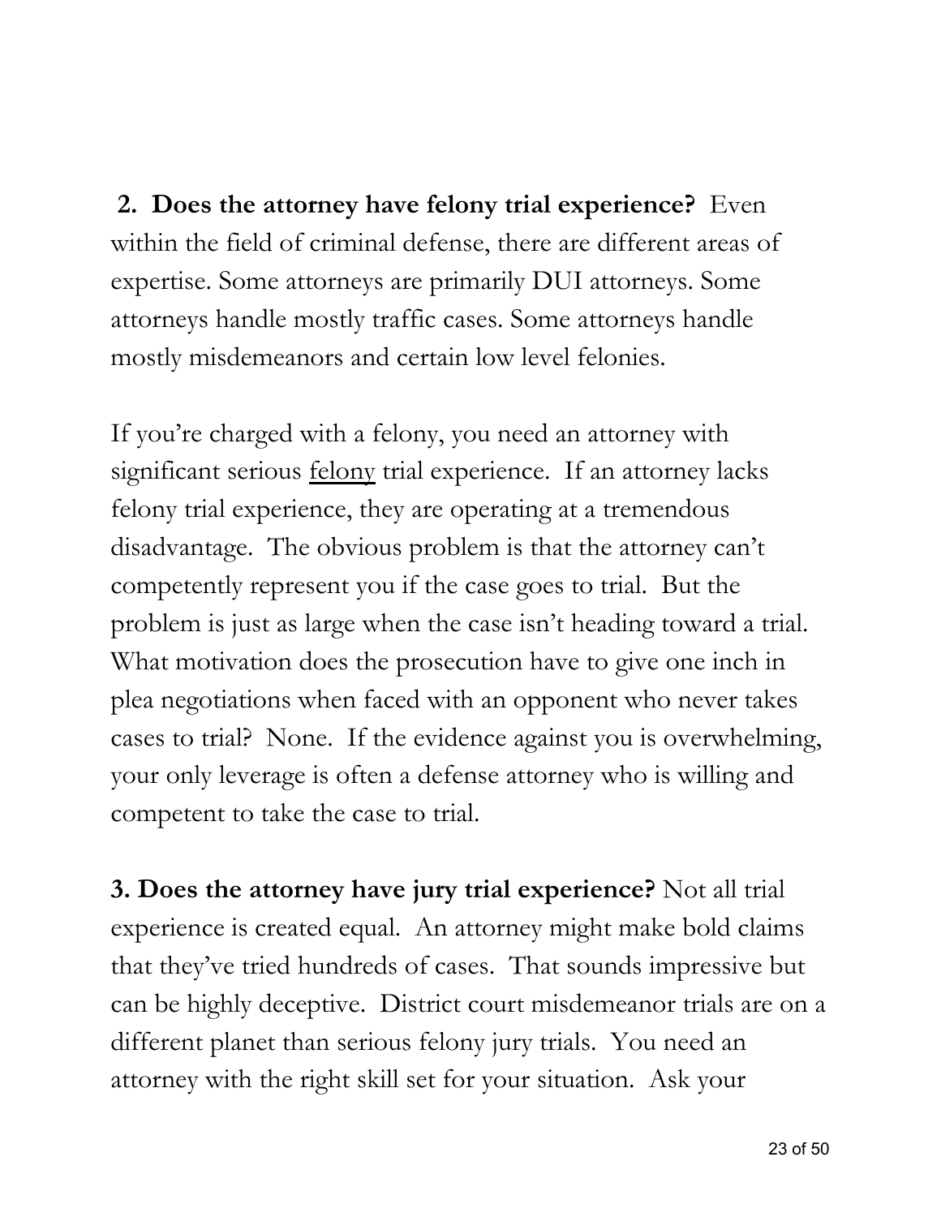**2. Does the attorney have felony trial experience?** Even within the field of criminal defense, there are different areas of expertise. Some attorneys are primarily DUI attorneys. Some attorneys handle mostly traffic cases. Some attorneys handle mostly misdemeanors and certain low level felonies.

If you're charged with a felony, you need an attorney with significant serious <u>felony</u> trial experience. If an attorney lacks felony trial experience, they are operating at a tremendous disadvantage. The obvious problem is that the attorney can't competently represent you if the case goes to trial. But the problem is just as large when the case isn't heading toward a trial. What motivation does the prosecution have to give one inch in plea negotiations when faced with an opponent who never takes cases to trial? None. If the evidence against you is overwhelming, your only leverage is often a defense attorney who is willing and competent to take the case to trial.

**3. Does the attorney have jury trial experience?** Not all trial experience is created equal. An attorney might make bold claims that they've tried hundreds of cases. That sounds impressive but can be highly deceptive. District court misdemeanor trials are on a different planet than serious felony jury trials. You need an attorney with the right skill set for your situation. Ask your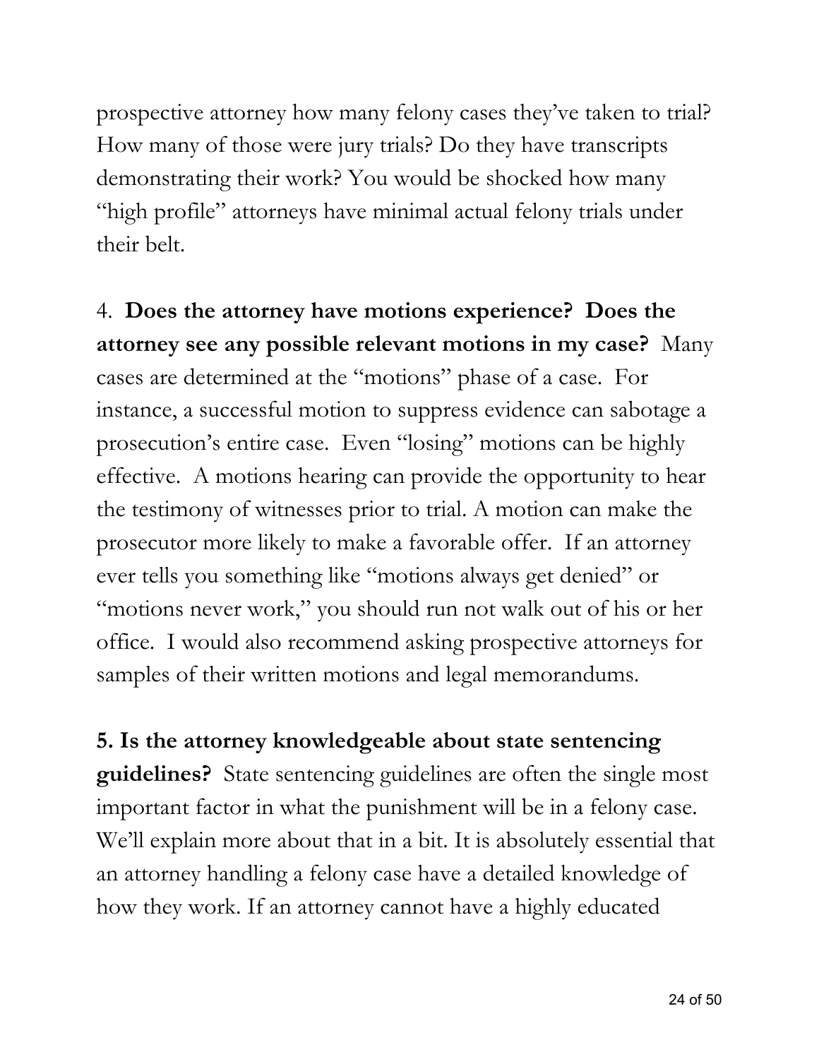prospective attorney how many felony cases they've taken to trial? How many of those were jury trials? Do they have transcripts demonstrating their work? You would be shocked how many "high profile" attorneys have minimal actual felony trials under their belt.

4. **Does the attorney have motions experience? Does the attorney see any possible relevant motions in my case?** Many cases are determined at the "motions" phase of a case. For instance, a successful motion to suppress evidence can sabotage a prosecution's entire case. Even "losing" motions can be highly effective. A motions hearing can provide the opportunity to hear the testimony of witnesses prior to trial. A motion can make the prosecutor more likely to make a favorable offer. If an attorney ever tells you something like "motions always get denied" or "motions never work," you should run not walk out of his or her office. I would also recommend asking prospective attorneys for samples of their written motions and legal memorandums.

**5. Is the attorney knowledgeable about state sentencing guidelines?** State sentencing guidelines are often the single most important factor in what the punishment will be in a felony case. We'll explain more about that in a bit. It is absolutely essential that an attorney handling a felony case have a detailed knowledge of how they work. If an attorney cannot have a highly educated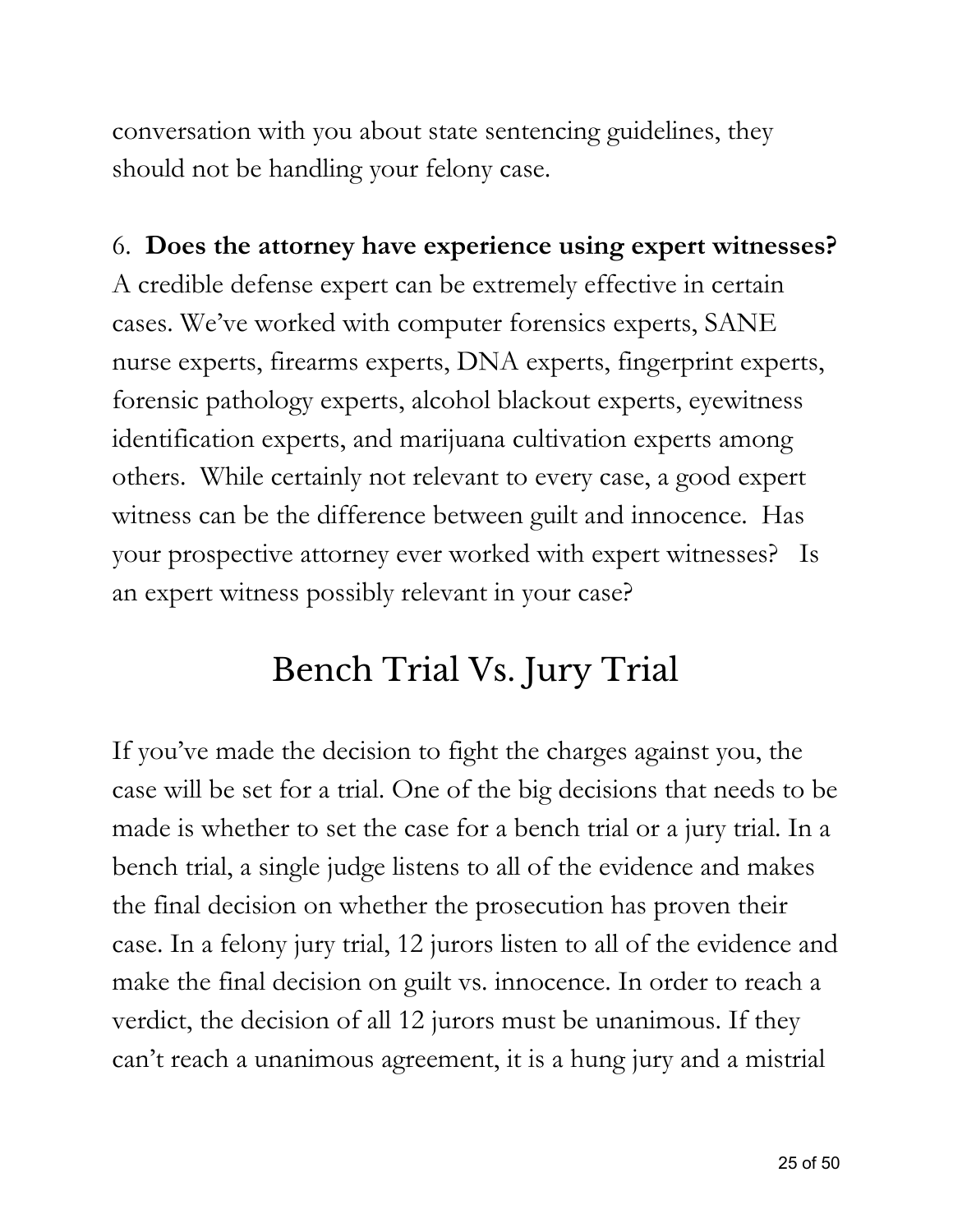conversation with you about state sentencing guidelines, they should not be handling your felony case.

6. **Does the attorney have experience using expert witnesses?** A credible defense expert can be extremely effective in certain cases. We've worked with computer forensics experts, SANE nurse experts, firearms experts, DNA experts, fingerprint experts, forensic pathology experts, alcohol blackout experts, eyewitness identification experts, and marijuana cultivation experts among others. While certainly not relevant to every case, a good expert witness can be the difference between guilt and innocence. Has your prospective attorney ever worked with expert witnesses? Is an expert witness possibly relevant in your case?

# Bench Trial Vs. Jury Trial

If you've made the decision to fight the charges against you, the case will be set for a trial. One of the big decisions that needs to be made is whether to set the case for a bench trial or a jury trial. In a bench trial, a single judge listens to all of the evidence and makes the final decision on whether the prosecution has proven their case. In a felony jury trial, 12 jurors listen to all of the evidence and make the final decision on guilt vs. innocence. In order to reach a verdict, the decision of all 12 jurors must be unanimous. If they can't reach a unanimous agreement, it is a hung jury and a mistrial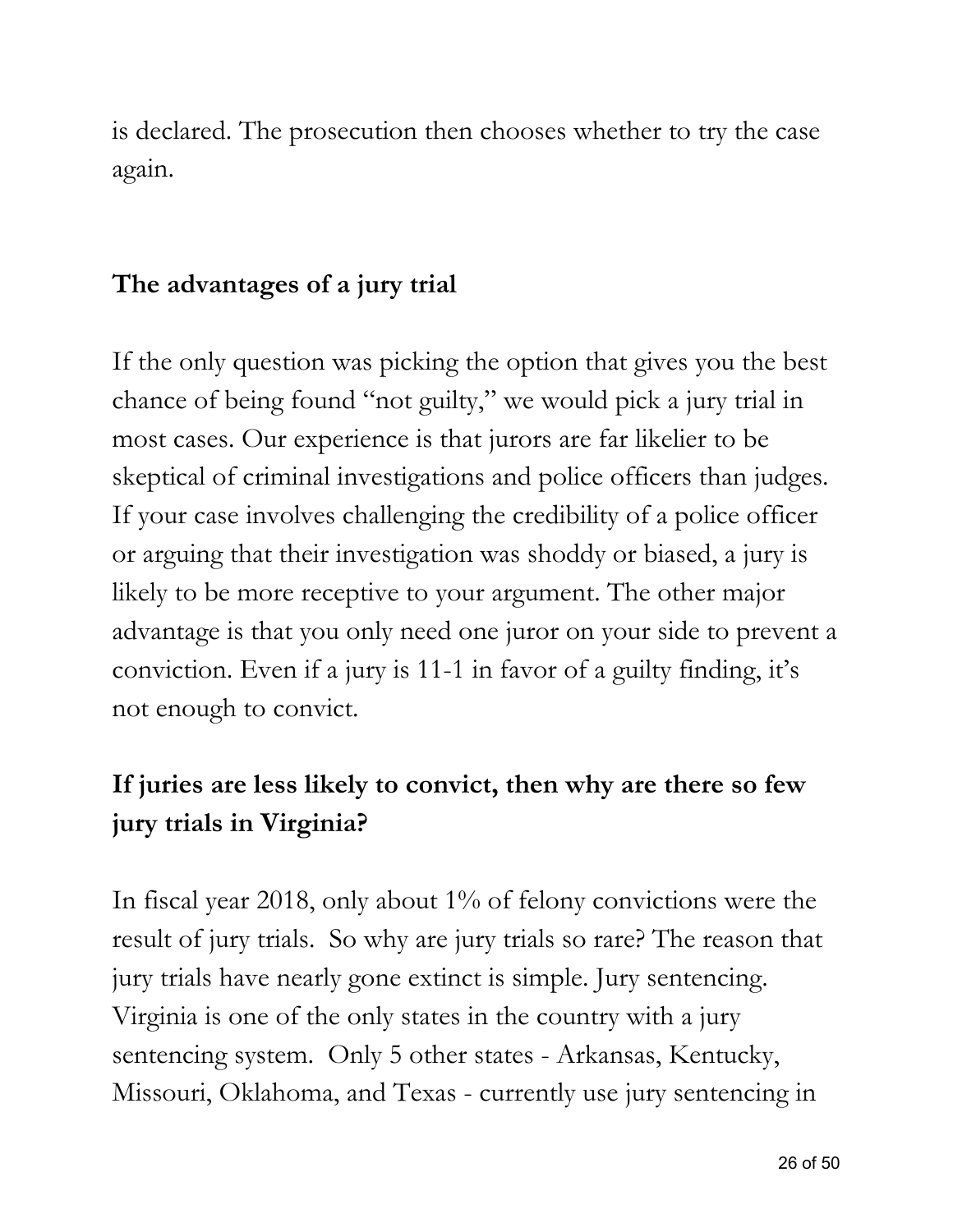is declared. The prosecution then chooses whether to try the case again.

## The advantages of a jury trial

If the only question was picking the option that gives you the best chance of being found "not guilty," we would pick a jury trial in most cases. Our experience is that jurors are far likelier to be skeptical of criminal investigations and police officers than judges. If your case involves challenging the credibility of a police officer or arguing that their investigation was shoddy or biased, a jury is likely to be more receptive to your argument. The other major advantage is that you only need one juror on your side to prevent a conviction. Even if a jury is 11-1 in favor of a guilty finding, it's not enough to convict.

## If juries are less likely to convict, then why are there so few jury trials in Virginia?

In fiscal year 2018, only about 1% of felony convictions were the result of jury trials. So why are jury trials so rare? The reason that jury trials have nearly gone extinct is simple. Jury sentencing. Virginia is one of the only states in the country with a jury sentencing system. Only 5 other states - Arkansas, Kentucky, Missouri, Oklahoma, and Texas - currently use jury sentencing in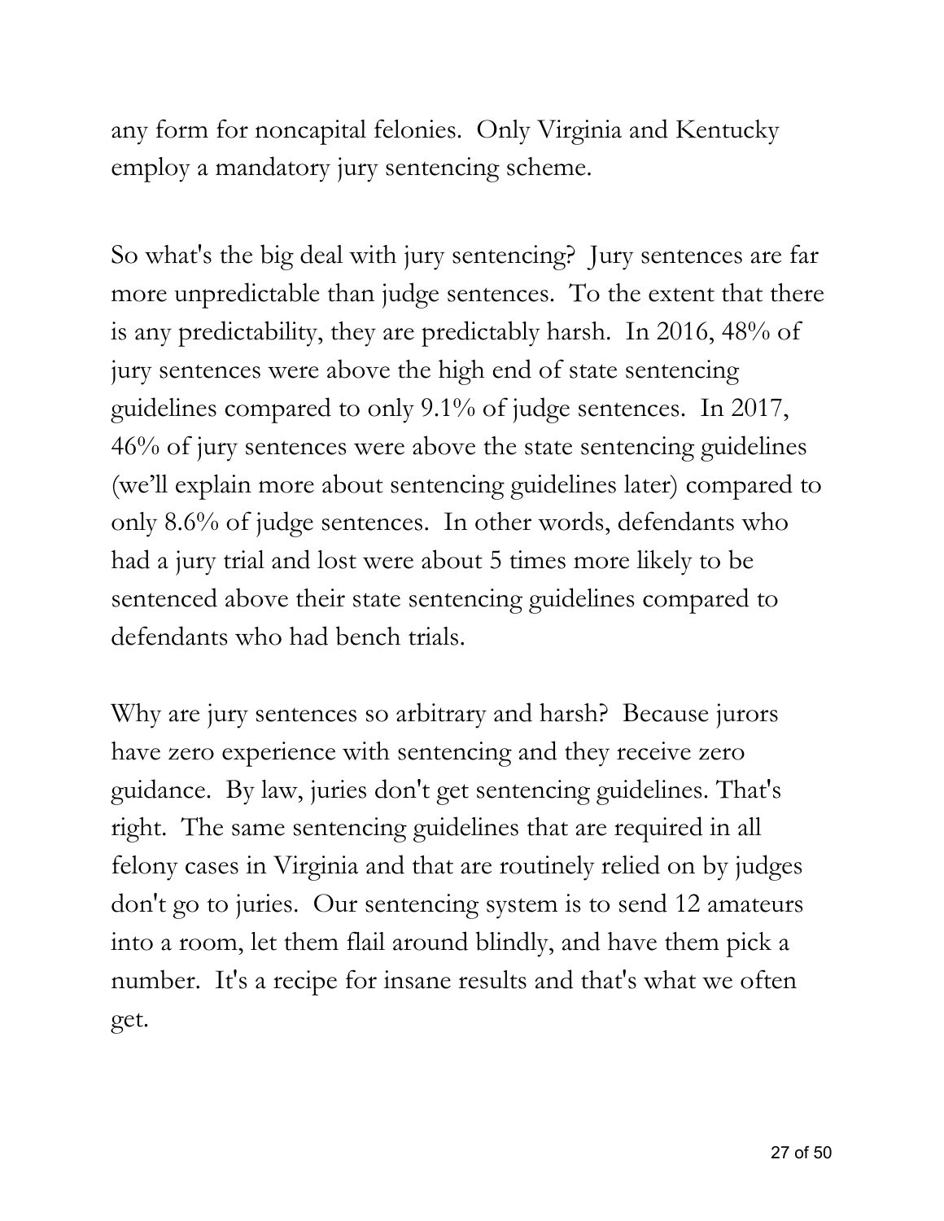any form for noncapital felonies. Only Virginia and Kentucky employ a mandatory jury sentencing scheme.

So what's the big deal with jury sentencing? Jury sentences are far more unpredictable than judge sentences. To the extent that there is any predictability, they are predictably harsh. In 2016, 48% of jury sentences were above the high end of state sentencing guidelines compared to only 9.1% of judge sentences. In 2017, 46% of jury sentences were above the state sentencing guidelines (we'll explain more about sentencing guidelines later) compared to only 8.6% of judge sentences. In other words, defendants who had a jury trial and lost were about 5 times more likely to be sentenced above their state sentencing guidelines compared to defendants who had bench trials.

Why are jury sentences so arbitrary and harsh? Because jurors have zero experience with sentencing and they receive zero guidance. By law, juries don't get sentencing guidelines. That's right. The same sentencing guidelines that are required in all felony cases in Virginia and that are routinely relied on by judges don't go to juries. Our sentencing system is to send 12 amateurs into a room, let them flail around blindly, and have them pick a number. It's a recipe for insane results and that's what we often get.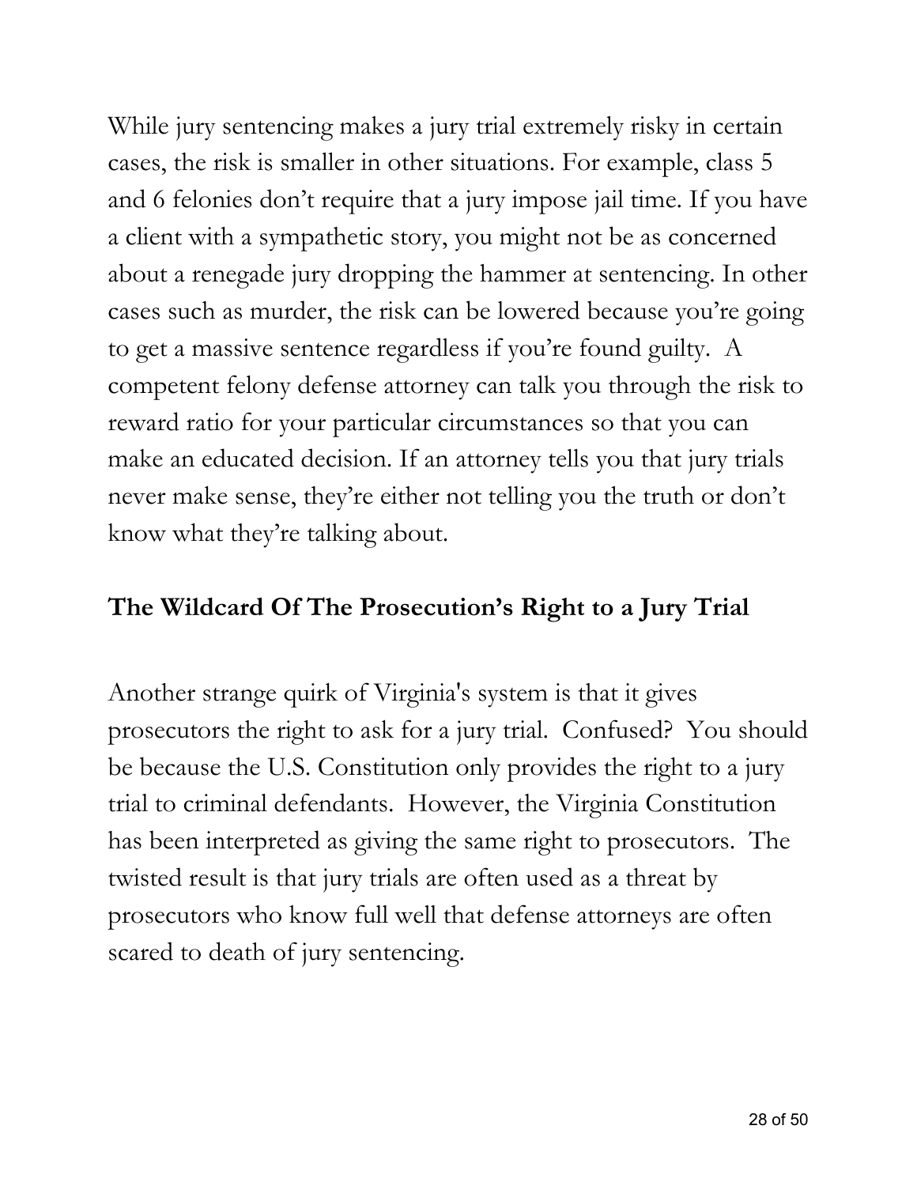While jury sentencing makes a jury trial extremely risky in certain cases, the risk is smaller in other situations. For example, class 5 and 6 felonies don't require that a jury impose jail time. If you have a client with a sympathetic story, you might not be as concerned about a renegade jury dropping the hammer at sentencing. In other cases such as murder, the risk can be lowered because you're going to get a massive sentence regardless if you're found guilty. A competent felony defense attorney can talk you through the risk to reward ratio for your particular circumstances so that you can make an educated decision. If an attorney tells you that jury trials never make sense, they're either not telling you the truth or don't know what they're talking about.

## The Wildcard Of The Prosecution's Right to a Jury Trial

Another strange quirk of Virginia's system is that it gives prosecutors the right to ask for a jury trial. Confused? You should be because the U.S. Constitution only provides the right to a jury trial to criminal defendants. However, the Virginia Constitution has been interpreted as giving the same right to prosecutors. The twisted result is that jury trials are often used as a threat by prosecutors who know full well that defense attorneys are often scared to death of jury sentencing.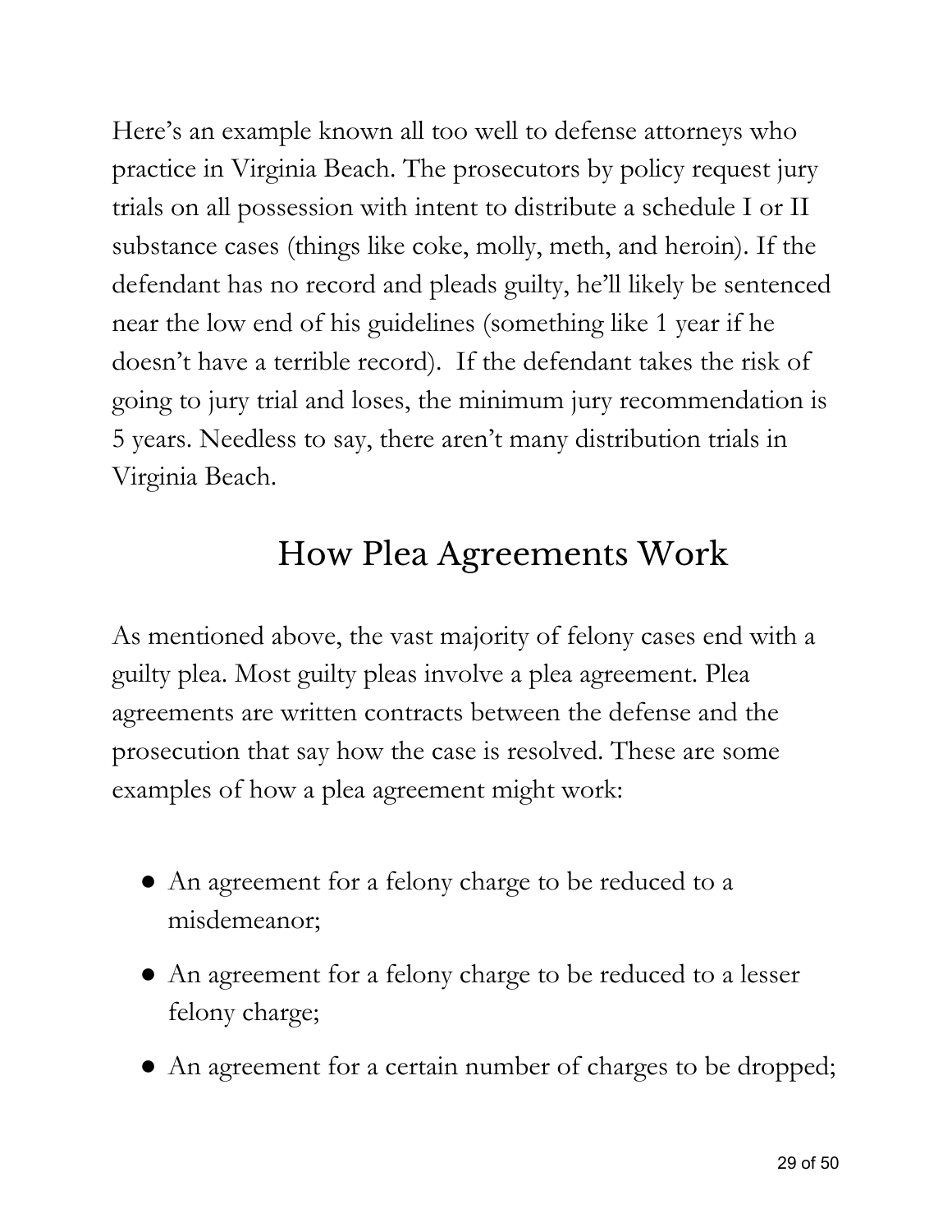Here's an example known all too well to defense attorneys who practice in Virginia Beach. The prosecutors by policy request jury trials on all possession with intent to distribute a schedule I or II substance cases (things like coke, molly, meth, and heroin). If the defendant has no record and pleads guilty, he'll likely be sentenced near the low end of his guidelines (something like 1 year if he doesn't have a terrible record). If the defendant takes the risk of going to jury trial and loses, the minimum jury recommendation is 5 years. Needless to say, there aren't many distribution trials in Virginia Beach.

## How Plea Agreements Work

As mentioned above, the vast majority of felony cases end with a guilty plea. Most guilty pleas involve a plea agreement. Plea agreements are written contracts between the defense and the prosecution that say how the case is resolved. These are some examples of how a plea agreement might work:

- An agreement for a felony charge to be reduced to a misdemeanor;
- An agreement for a felony charge to be reduced to a lesser felony charge;
- An agreement for a certain number of charges to be dropped;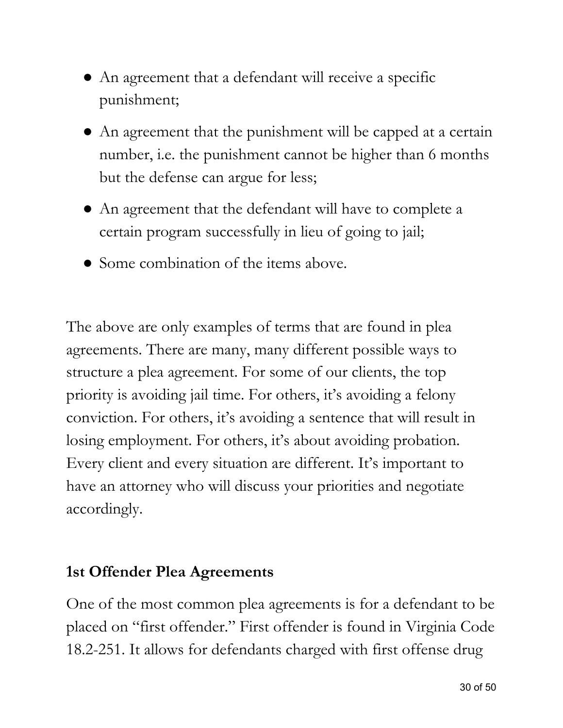- An agreement that a defendant will receive a specific punishment;
- An agreement that the punishment will be capped at a certain number, i.e. the punishment cannot be higher than 6 months but the defense can argue for less;
- An agreement that the defendant will have to complete a certain program successfully in lieu of going to jail;
- Some combination of the items above.

The above are only examples of terms that are found in plea agreements. There are many, many different possible ways to structure a plea agreement. For some of our clients, the top priority is avoiding jail time. For others, it's avoiding a felony conviction. For others, it's avoiding a sentence that will result in losing employment. For others, it's about avoiding probation. Every client and every situation are different. It's important to have an attorney who will discuss your priorities and negotiate accordingly.

**1st Offender Plea Agreements**

One of the most common plea agreements is for a defendant to be placed on "first offender." First offender is found in Virginia Code 18.2-251. It allows for defendants charged with first offense drug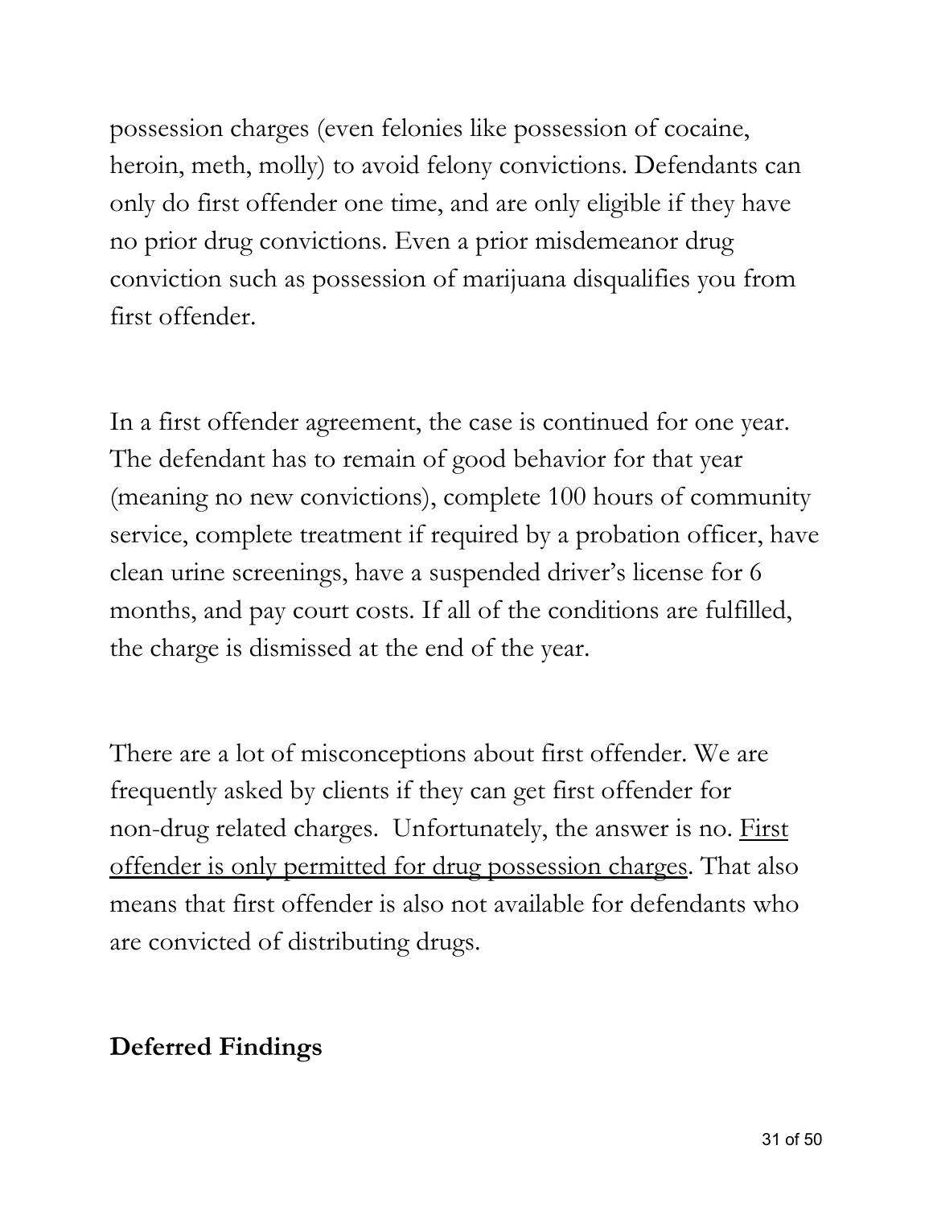possession charges (even felonies like possession of cocaine, heroin, meth, molly) to avoid felony convictions. Defendants can only do first offender one time, and are only eligible if they have no prior drug convictions. Even a prior misdemeanor drug conviction such as possession of marijuana disqualifies you from first offender.

In a first offender agreement, the case is continued for one year. The defendant has to remain of good behavior for that year (meaning no new convictions), complete 100 hours of community service, complete treatment if required by a probation officer, have clean urine screenings, have a suspended driver's license for 6 months, and pay court costs. If all of the conditions are fulfilled, the charge is dismissed at the end of the year.

There are a lot of misconceptions about first offender. We are frequently asked by clients if they can get first offender for non-drug related charges. Unfortunately, the answer is no. <u>First offender is only permitted for drug possession charges</u>. That also means that first offender is also not available for defendants who are convicted of distributing drugs.

**Deferred Findings**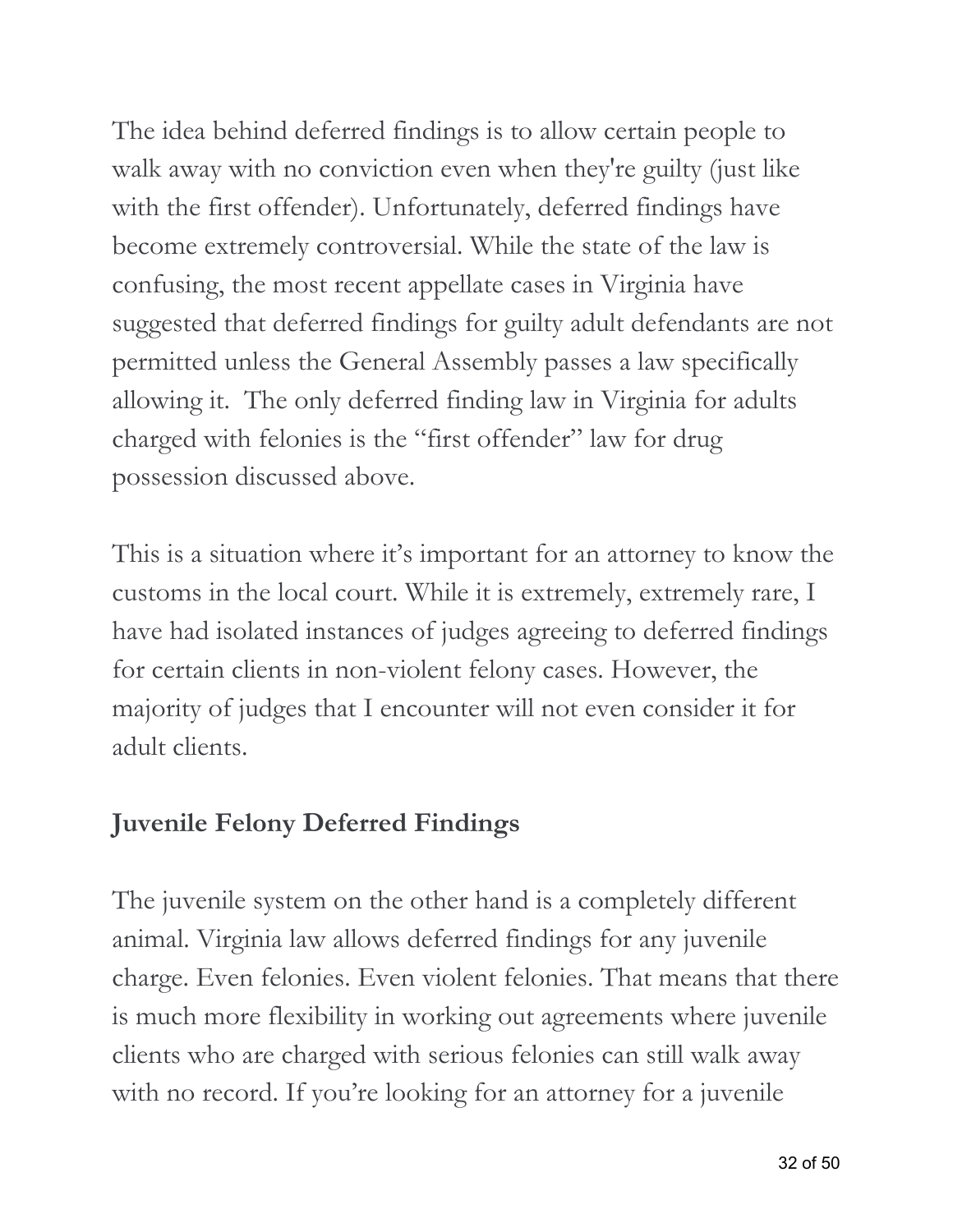The idea behind deferred findings is to allow certain people to walk away with no conviction even when they're guilty (just like with the first offender). Unfortunately, deferred findings have become extremely controversial. While the state of the law is confusing, the most recent appellate cases in Virginia have suggested that deferred findings for guilty adult defendants are not permitted unless the General Assembly passes a law specifically allowing it. The only deferred finding law in Virginia for adults charged with felonies is the "first offender" law for drug possession discussed above.

This is a situation where it's important for an attorney to know the customs in the local court. While it is extremely, extremely rare, I have had isolated instances of judges agreeing to deferred findings for certain clients in non-violent felony cases. However, the majority of judges that I encounter will not even consider it for adult clients.

**Juvenile Felony Deferred Findings**

The juvenile system on the other hand is a completely different animal. Virginia law allows deferred findings for any juvenile charge. Even felonies. Even violent felonies. That means that there is much more flexibility in working out agreements where juvenile clients who are charged with serious felonies can still walk away with no record. If you're looking for an attorney for a juvenile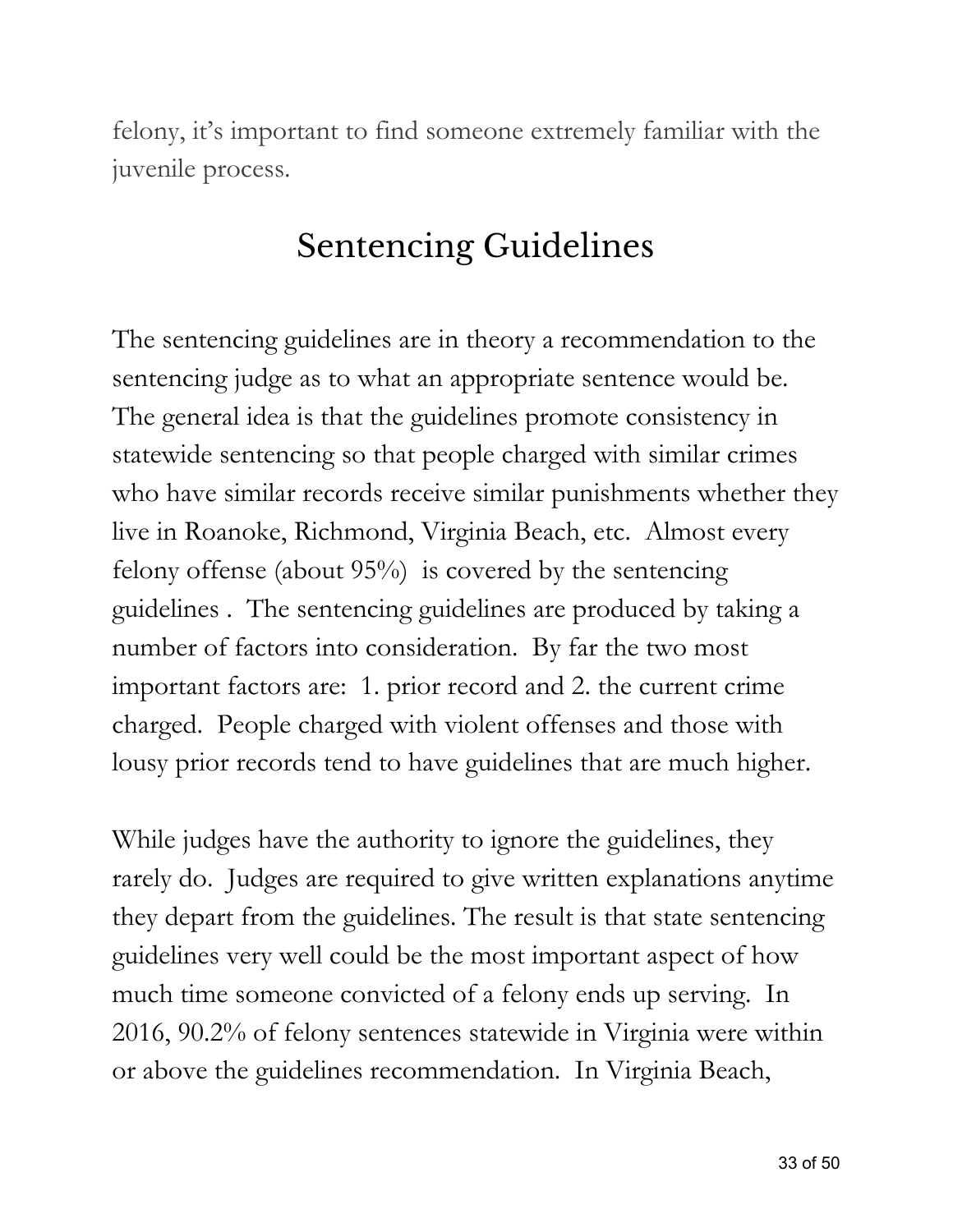felony, it's important to find someone extremely familiar with the juvenile process.

## Sentencing Guidelines

The sentencing guidelines are in theory a recommendation to the sentencing judge as to what an appropriate sentence would be. The general idea is that the guidelines promote consistency in statewide sentencing so that people charged with similar crimes who have similar records receive similar punishments whether they live in Roanoke, Richmond, Virginia Beach, etc. Almost every felony offense (about 95%) is covered by the sentencing guidelines . The sentencing guidelines are produced by taking a number of factors into consideration. By far the two most important factors are: 1. prior record and 2. the current crime charged. People charged with violent offenses and those with lousy prior records tend to have guidelines that are much higher.

While judges have the authority to ignore the guidelines, they rarely do. Judges are required to give written explanations anytime they depart from the guidelines. The result is that state sentencing guidelines very well could be the most important aspect of how much time someone convicted of a felony ends up serving. In 2016, 90.2% of felony sentences statewide in Virginia were within or above the guidelines recommendation. In Virginia Beach,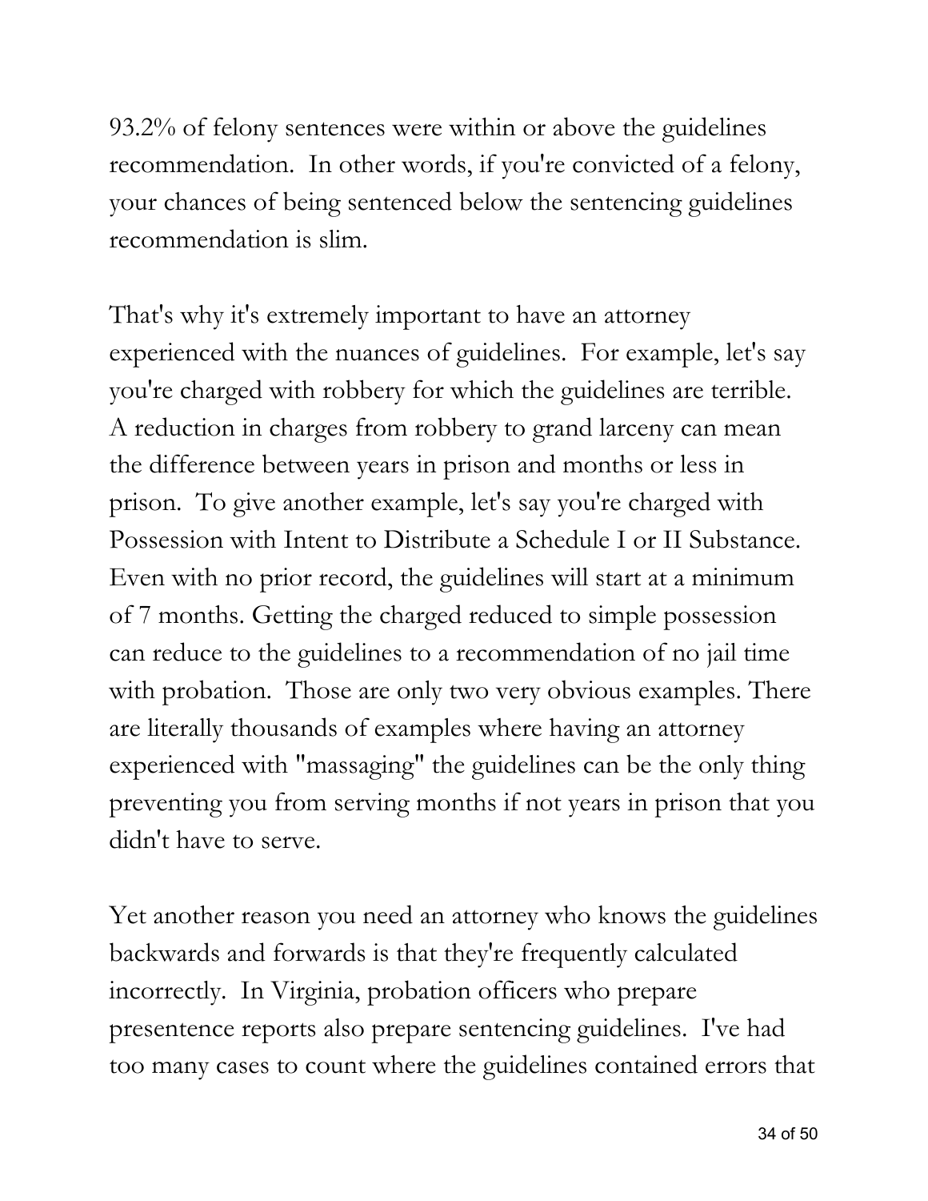93.2% of felony sentences were within or above the guidelines recommendation. In other words, if you're convicted of a felony, your chances of being sentenced below the sentencing guidelines recommendation is slim.

That's why it's extremely important to have an attorney experienced with the nuances of guidelines. For example, let's say you're charged with robbery for which the guidelines are terrible. A reduction in charges from robbery to grand larceny can mean the difference between years in prison and months or less in prison. To give another example, let's say you're charged with Possession with Intent to Distribute a Schedule I or II Substance. Even with no prior record, the guidelines will start at a minimum of 7 months. Getting the charged reduced to simple possession can reduce to the guidelines to a recommendation of no jail time with probation. Those are only two very obvious examples. There are literally thousands of examples where having an attorney experienced with "massaging" the guidelines can be the only thing preventing you from serving months if not years in prison that you didn't have to serve.

Yet another reason you need an attorney who knows the guidelines backwards and forwards is that they're frequently calculated incorrectly. In Virginia, probation officers who prepare presentence reports also prepare sentencing guidelines. I've had too many cases to count where the guidelines contained errors that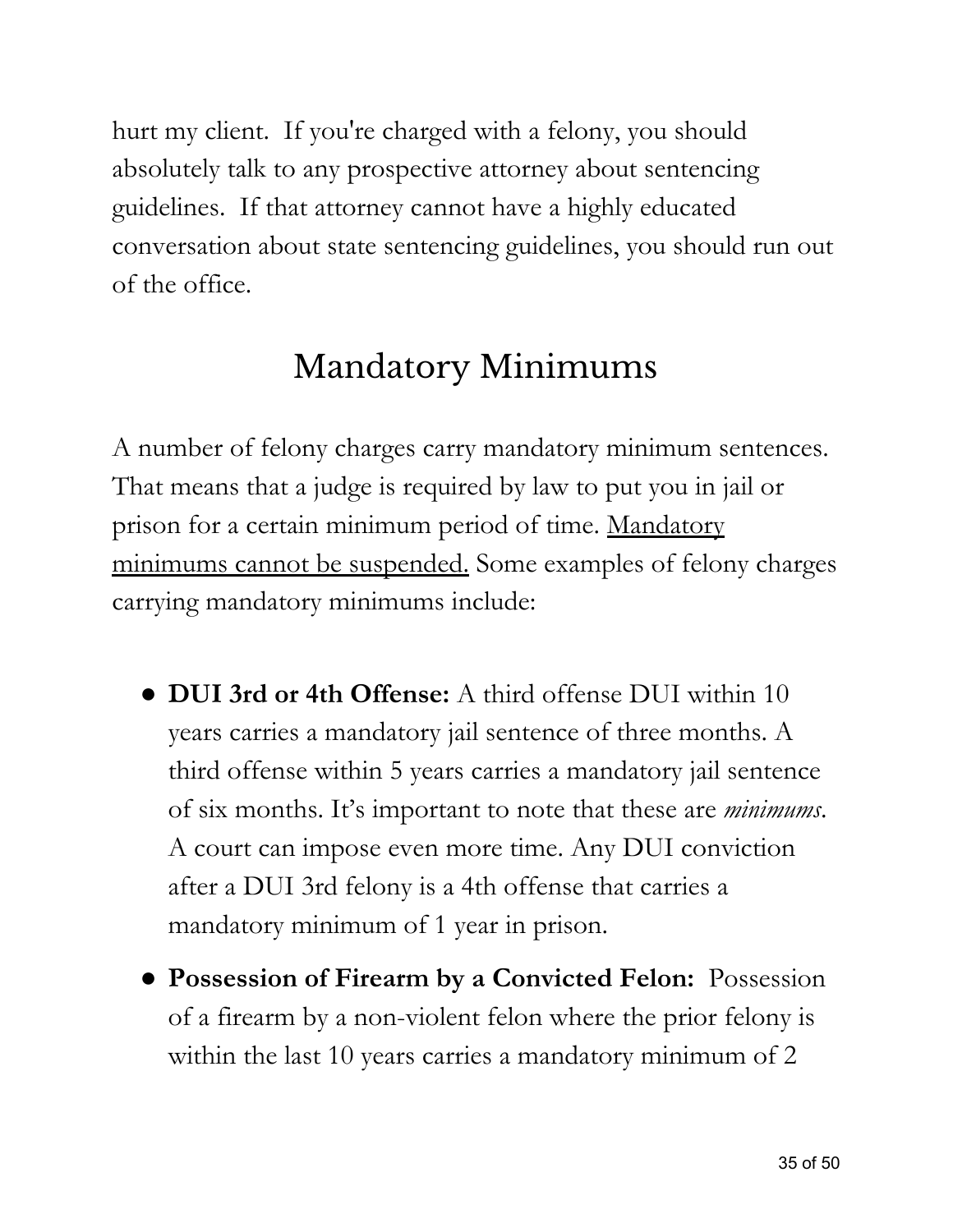hurt my client. If you're charged with a felony, you should absolutely talk to any prospective attorney about sentencing guidelines. If that attorney cannot have a highly educated conversation about state sentencing guidelines, you should run out of the office.

## Mandatory Minimums

A number of felony charges carry mandatory minimum sentences. That means that a judge is required by law to put you in jail or prison for a certain minimum period of time. <u>Mandatory minimums cannot be suspended.</u> Some examples of felony charges carrying mandatory minimums include:

- **DUI 3rd or 4th Offense:** A third offense DUI within 10 years carries a mandatory jail sentence of three months. A third offense within 5 years carries a mandatory jail sentence of six months. It's important to note that these are *minimums*. A court can impose even more time. Any DUI conviction after a DUI 3rd felony is a 4th offense that carries a mandatory minimum of 1 year in prison.
- **Possession of Firearm by a Convicted Felon:** Possession of a firearm by a non-violent felon where the prior felony is within the last 10 years carries a mandatory minimum of 2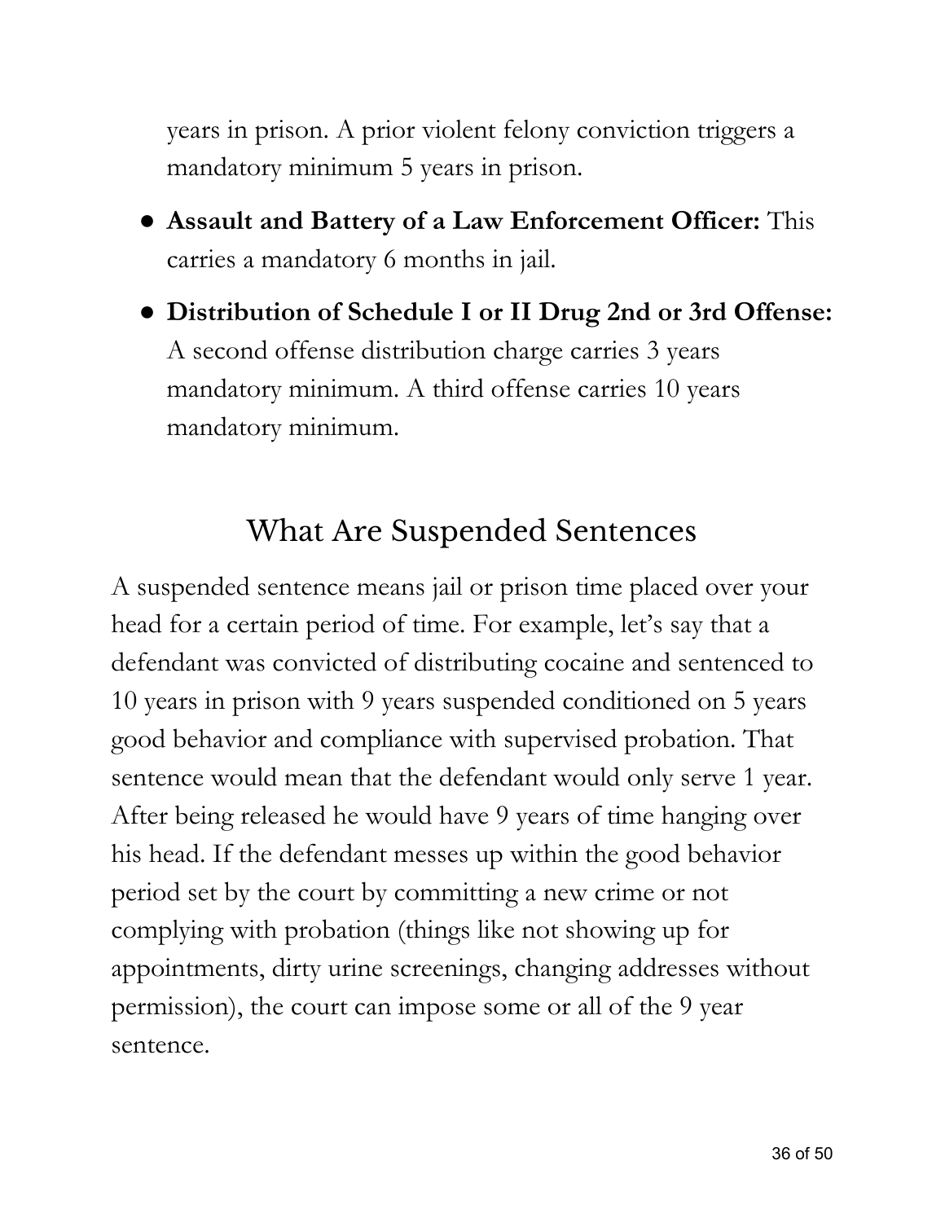years in prison. A prior violent felony conviction triggers a mandatory minimum 5 years in prison.

- **Assault and Battery of a Law Enforcement Officer:** This carries a mandatory 6 months in jail.
- **Distribution of Schedule I or II Drug 2nd or 3rd Offense:** A second offense distribution charge carries 3 years mandatory minimum. A third offense carries 10 years mandatory minimum.

## What Are Suspended Sentences

A suspended sentence means jail or prison time placed over your head for a certain period of time. For example, let's say that a defendant was convicted of distributing cocaine and sentenced to 10 years in prison with 9 years suspended conditioned on 5 years good behavior and compliance with supervised probation. That sentence would mean that the defendant would only serve 1 year. After being released he would have 9 years of time hanging over his head. If the defendant messes up within the good behavior period set by the court by committing a new crime or not complying with probation (things like not showing up for appointments, dirty urine screenings, changing addresses without permission), the court can impose some or all of the 9 year sentence.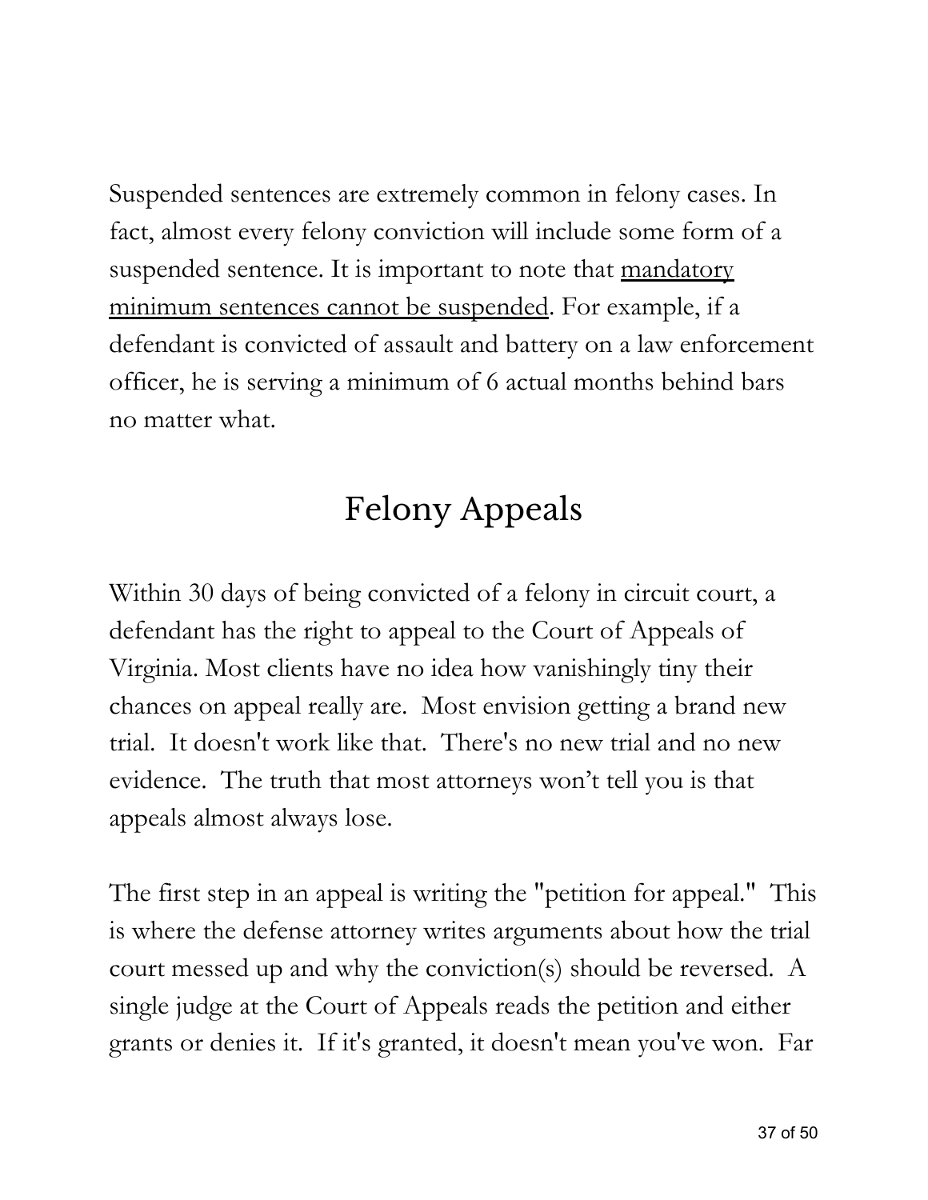Suspended sentences are extremely common in felony cases. In fact, almost every felony conviction will include some form of a suspended sentence. It is important to note that <u>mandatory minimum sentences cannot be suspended</u>. For example, if a defendant is convicted of assault and battery on a law enforcement officer, he is serving a minimum of 6 actual months behind bars no matter what.

## Felony Appeals

Within 30 days of being convicted of a felony in circuit court, a defendant has the right to appeal to the Court of Appeals of Virginia. Most clients have no idea how vanishingly tiny their chances on appeal really are. Most envision getting a brand new trial. It doesn't work like that. There's no new trial and no new evidence. The truth that most attorneys won't tell you is that appeals almost always lose.

The first step in an appeal is writing the "petition for appeal." This is where the defense attorney writes arguments about how the trial court messed up and why the conviction(s) should be reversed. A single judge at the Court of Appeals reads the petition and either grants or denies it. If it's granted, it doesn't mean you've won. Far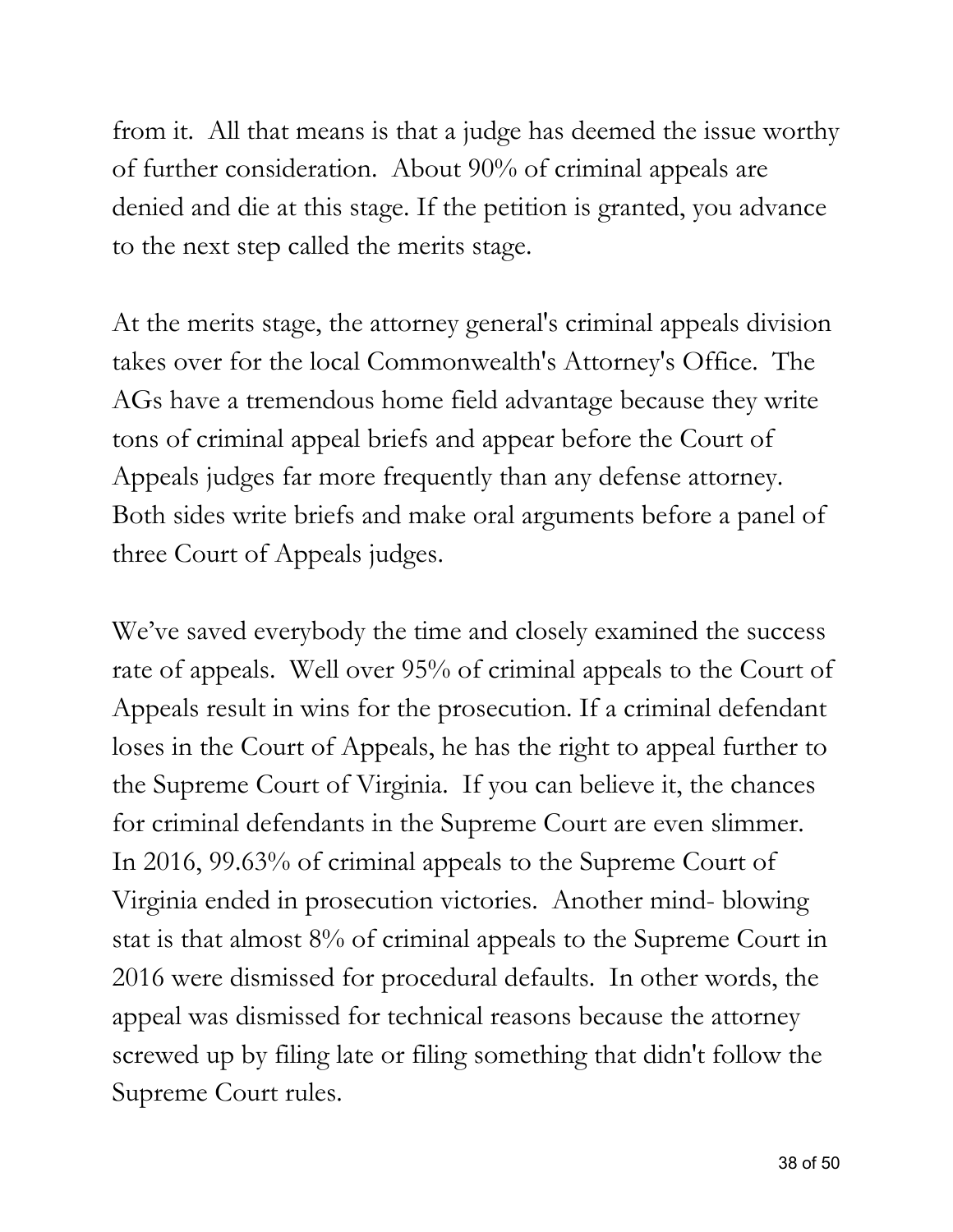from it. All that means is that a judge has deemed the issue worthy of further consideration. About 90% of criminal appeals are denied and die at this stage. If the petition is granted, you advance to the next step called the merits stage.

At the merits stage, the attorney general's criminal appeals division takes over for the local Commonwealth's Attorney's Office. The AGs have a tremendous home field advantage because they write tons of criminal appeal briefs and appear before the Court of Appeals judges far more frequently than any defense attorney. Both sides write briefs and make oral arguments before a panel of three Court of Appeals judges.

We've saved everybody the time and closely examined the success rate of appeals. Well over 95% of criminal appeals to the Court of Appeals result in wins for the prosecution. If a criminal defendant loses in the Court of Appeals, he has the right to appeal further to the Supreme Court of Virginia. If you can believe it, the chances for criminal defendants in the Supreme Court are even slimmer. In 2016, 99.63% of criminal appeals to the Supreme Court of Virginia ended in prosecution victories. Another mind- blowing stat is that almost 8% of criminal appeals to the Supreme Court in 2016 were dismissed for procedural defaults. In other words, the appeal was dismissed for technical reasons because the attorney screwed up by filing late or filing something that didn't follow the Supreme Court rules.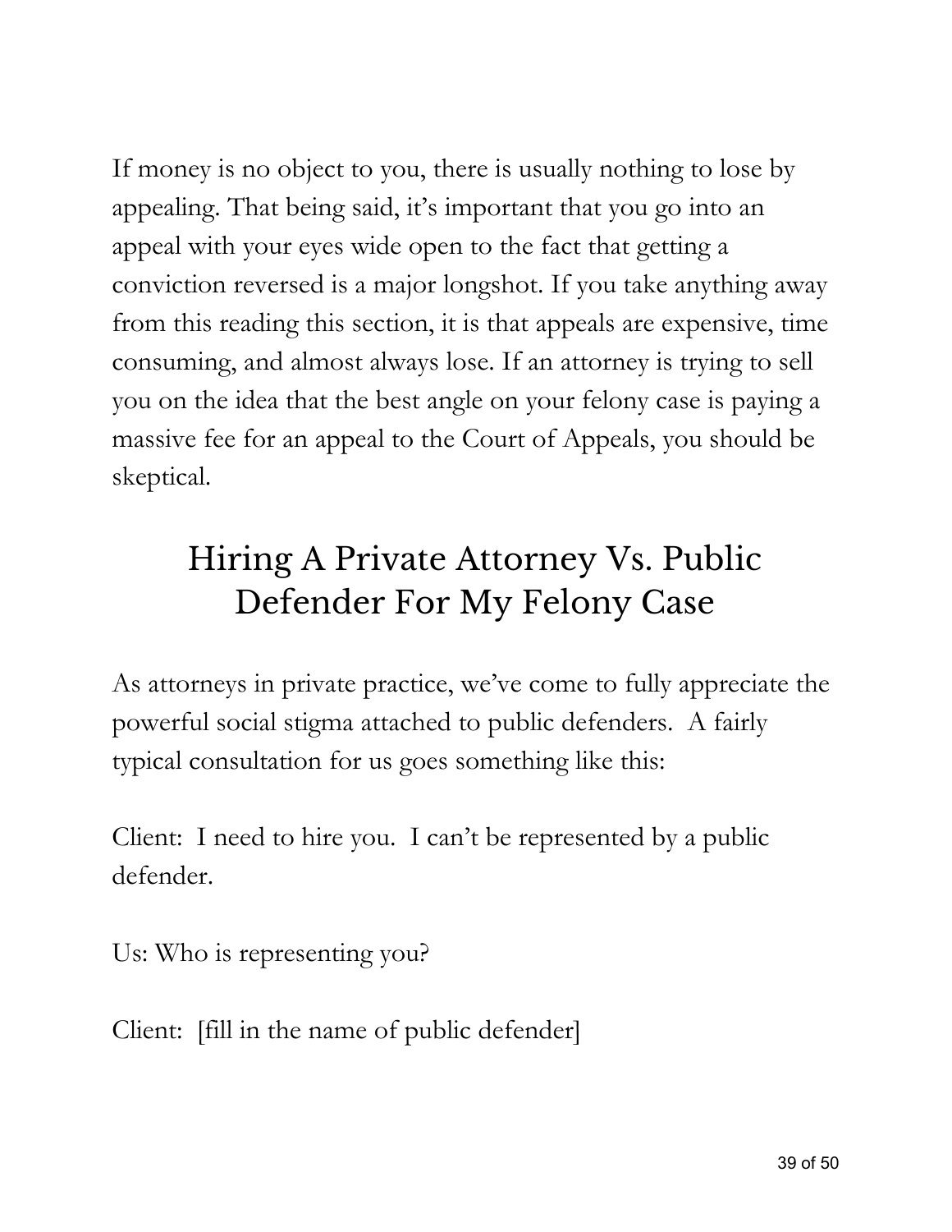If money is no object to you, there is usually nothing to lose by appealing. That being said, it's important that you go into an appeal with your eyes wide open to the fact that getting a conviction reversed is a major longshot. If you take anything away from this reading this section, it is that appeals are expensive, time consuming, and almost always lose. If an attorney is trying to sell you on the idea that the best angle on your felony case is paying a massive fee for an appeal to the Court of Appeals, you should be skeptical.

## Hiring A Private Attorney Vs. Public Defender For My Felony Case

As attorneys in private practice, we've come to fully appreciate the powerful social stigma attached to public defenders.  A fairly typical consultation for us goes something like this:

Client:  I need to hire you.  I can't be represented by a public defender.

Us: Who is representing you?

Client:  [fill in the name of public defender]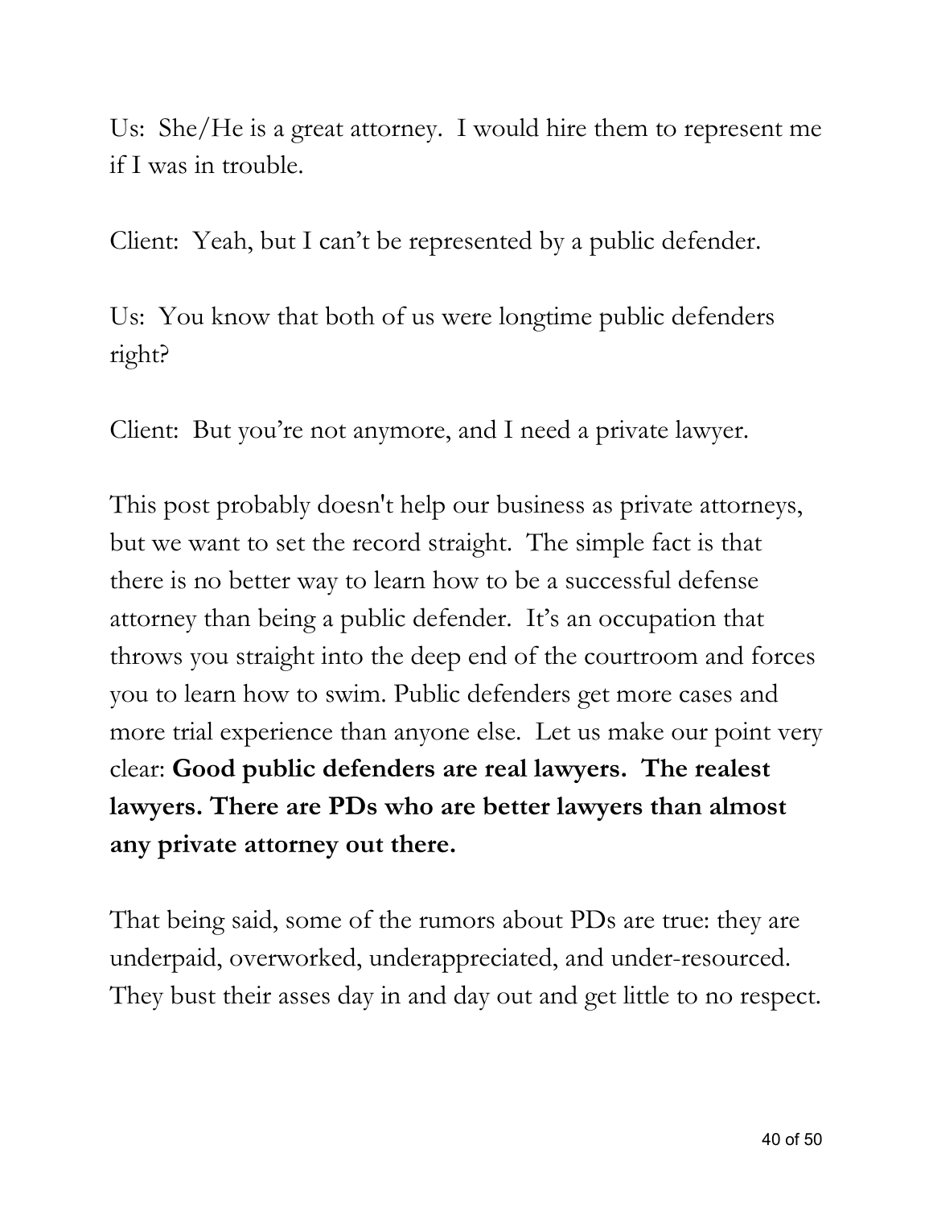Us: She/He is a great attorney. I would hire them to represent me if I was in trouble.

Client: Yeah, but I can't be represented by a public defender.

Us: You know that both of us were longtime public defenders right?

Client: But you're not anymore, and I need a private lawyer.

This post probably doesn't help our business as private attorneys, but we want to set the record straight. The simple fact is that there is no better way to learn how to be a successful defense attorney than being a public defender. It's an occupation that throws you straight into the deep end of the courtroom and forces you to learn how to swim. Public defenders get more cases and more trial experience than anyone else. Let us make our point very clear: **Good public defenders are real lawyers. The realest lawyers. There are PDs who are better lawyers than almost any private attorney out there.**

That being said, some of the rumors about PDs are true: they are underpaid, overworked, underappreciated, and under-resourced. They bust their asses day in and day out and get little to no respect.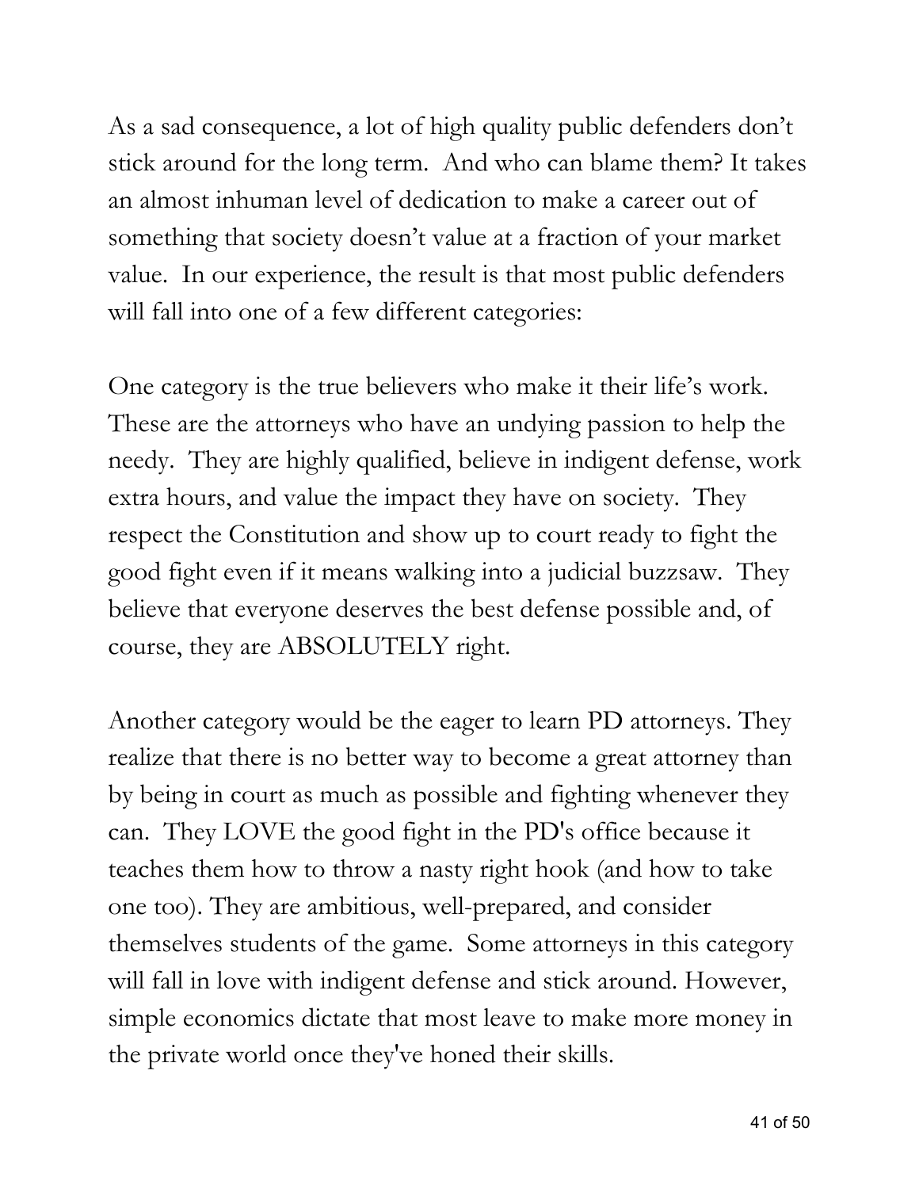As a sad consequence, a lot of high quality public defenders don't stick around for the long term. And who can blame them? It takes an almost inhuman level of dedication to make a career out of something that society doesn't value at a fraction of your market value. In our experience, the result is that most public defenders will fall into one of a few different categories:

One category is the true believers who make it their life's work. These are the attorneys who have an undying passion to help the needy. They are highly qualified, believe in indigent defense, work extra hours, and value the impact they have on society. They respect the Constitution and show up to court ready to fight the good fight even if it means walking into a judicial buzzsaw. They believe that everyone deserves the best defense possible and, of course, they are ABSOLUTELY right.

Another category would be the eager to learn PD attorneys. They realize that there is no better way to become a great attorney than by being in court as much as possible and fighting whenever they can. They LOVE the good fight in the PD's office because it teaches them how to throw a nasty right hook (and how to take one too). They are ambitious, well-prepared, and consider themselves students of the game. Some attorneys in this category will fall in love with indigent defense and stick around. However, simple economics dictate that most leave to make more money in the private world once they've honed their skills.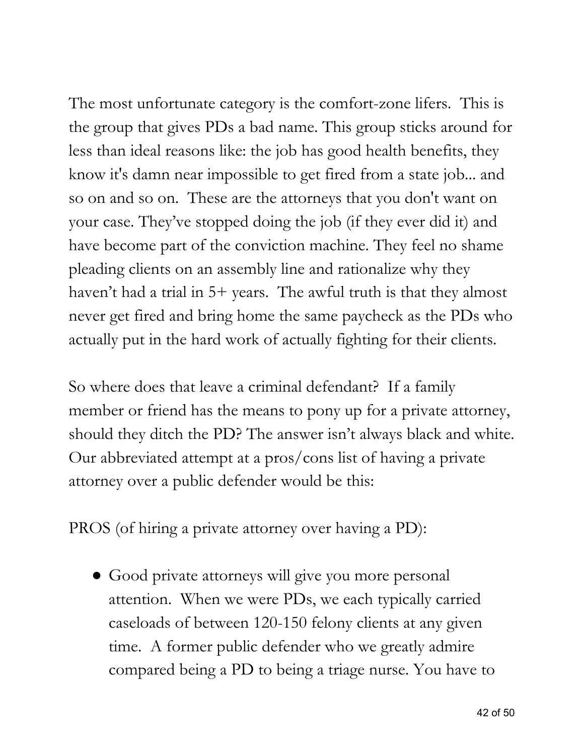The most unfortunate category is the comfort-zone lifers. This is the group that gives PDs a bad name. This group sticks around for less than ideal reasons like: the job has good health benefits, they know it's damn near impossible to get fired from a state job... and so on and so on. These are the attorneys that you don't want on your case. They've stopped doing the job (if they ever did it) and have become part of the conviction machine. They feel no shame pleading clients on an assembly line and rationalize why they haven't had a trial in 5+ years. The awful truth is that they almost never get fired and bring home the same paycheck as the PDs who actually put in the hard work of actually fighting for their clients.

So where does that leave a criminal defendant? If a family member or friend has the means to pony up for a private attorney, should they ditch the PD? The answer isn't always black and white. Our abbreviated attempt at a pros/cons list of having a private attorney over a public defender would be this:

PROS (of hiring a private attorney over having a PD):

- Good private attorneys will give you more personal attention. When we were PDs, we each typically carried caseloads of between 120-150 felony clients at any given time. A former public defender who we greatly admire compared being a PD to being a triage nurse. You have to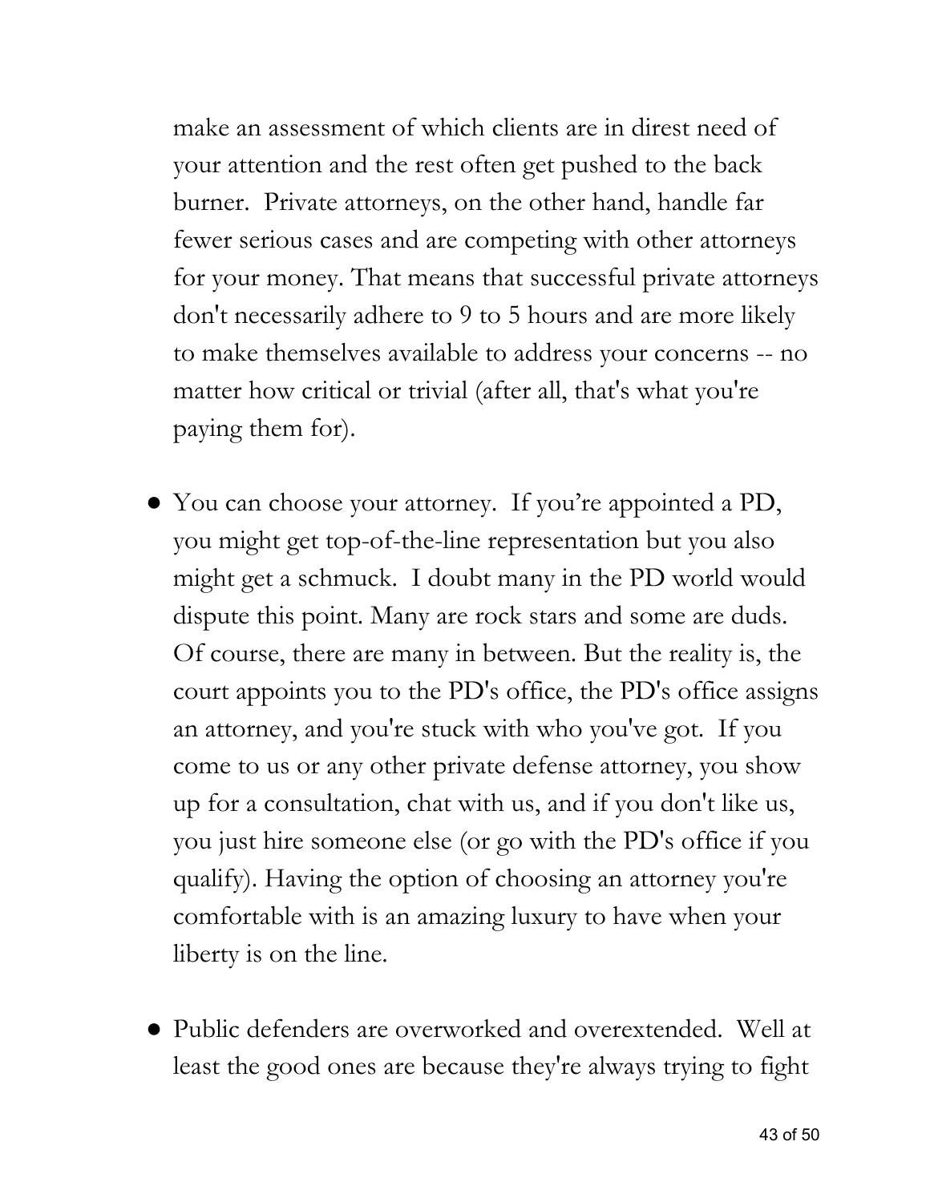make an assessment of which clients are in direst need of your attention and the rest often get pushed to the back burner. Private attorneys, on the other hand, handle far fewer serious cases and are competing with other attorneys for your money. That means that successful private attorneys don't necessarily adhere to 9 to 5 hours and are more likely to make themselves available to address your concerns -- no matter how critical or trivial (after all, that's what you're paying them for).

- You can choose your attorney. If you're appointed a PD, you might get top-of-the-line representation but you also might get a schmuck. I doubt many in the PD world would dispute this point. Many are rock stars and some are duds. Of course, there are many in between. But the reality is, the court appoints you to the PD's office, the PD's office assigns an attorney, and you're stuck with who you've got. If you come to us or any other private defense attorney, you show up for a consultation, chat with us, and if you don't like us, you just hire someone else (or go with the PD's office if you qualify). Having the option of choosing an attorney you're comfortable with is an amazing luxury to have when your liberty is on the line.

- Public defenders are overworked and overextended. Well at least the good ones are because they're always trying to fight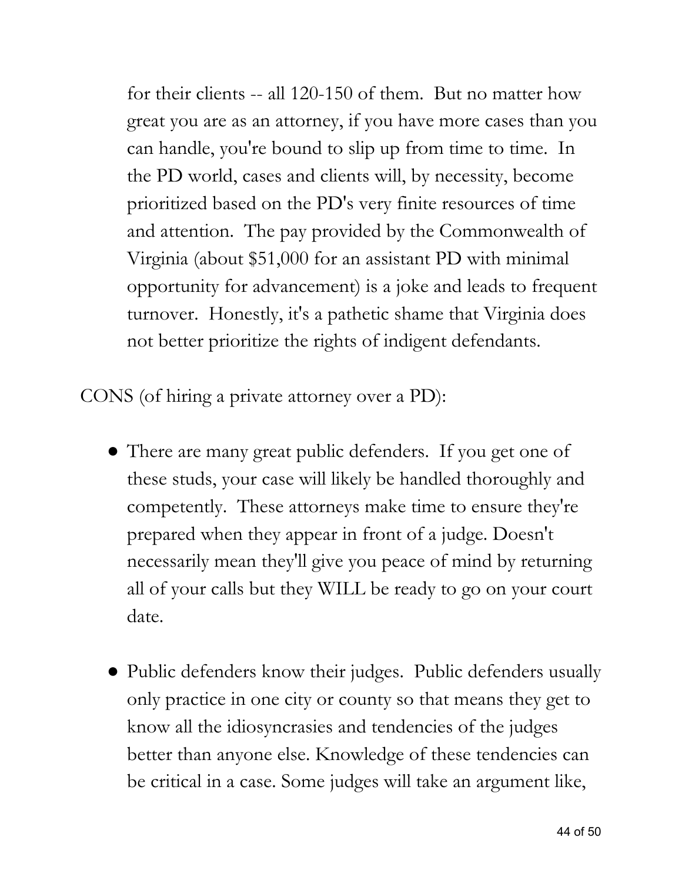for their clients -- all 120-150 of them. But no matter how great you are as an attorney, if you have more cases than you can handle, you're bound to slip up from time to time. In the PD world, cases and clients will, by necessity, become prioritized based on the PD's very finite resources of time and attention. The pay provided by the Commonwealth of Virginia (about $51,000 for an assistant PD with minimal opportunity for advancement) is a joke and leads to frequent turnover. Honestly, it's a pathetic shame that Virginia does not better prioritize the rights of indigent defendants.

CONS (of hiring a private attorney over a PD):

- There are many great public defenders. If you get one of these studs, your case will likely be handled thoroughly and competently. These attorneys make time to ensure they're prepared when they appear in front of a judge. Doesn't necessarily mean they'll give you peace of mind by returning all of your calls but they WILL be ready to go on your court date.

- Public defenders know their judges. Public defenders usually only practice in one city or county so that means they get to know all the idiosyncrasies and tendencies of the judges better than anyone else. Knowledge of these tendencies can be critical in a case. Some judges will take an argument like,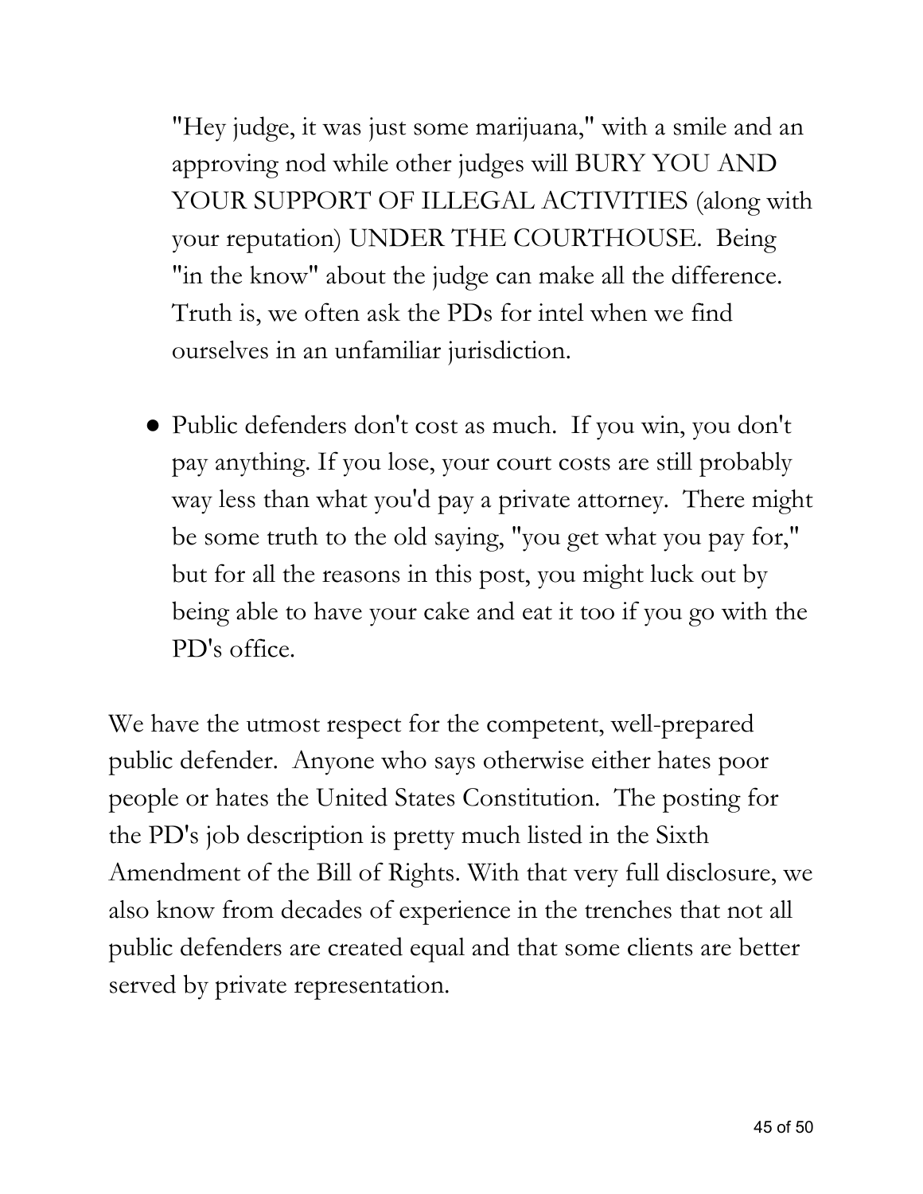"Hey judge, it was just some marijuana," with a smile and an approving nod while other judges will BURY YOU AND YOUR SUPPORT OF ILLEGAL ACTIVITIES (along with your reputation) UNDER THE COURTHOUSE. Being "in the know" about the judge can make all the difference. Truth is, we often ask the PDs for intel when we find ourselves in an unfamiliar jurisdiction.

- Public defenders don't cost as much. If you win, you don't pay anything. If you lose, your court costs are still probably way less than what you'd pay a private attorney. There might be some truth to the old saying, "you get what you pay for," but for all the reasons in this post, you might luck out by being able to have your cake and eat it too if you go with the PD's office.

We have the utmost respect for the competent, well-prepared public defender. Anyone who says otherwise either hates poor people or hates the United States Constitution. The posting for the PD's job description is pretty much listed in the Sixth Amendment of the Bill of Rights. With that very full disclosure, we also know from decades of experience in the trenches that not all public defenders are created equal and that some clients are better served by private representation.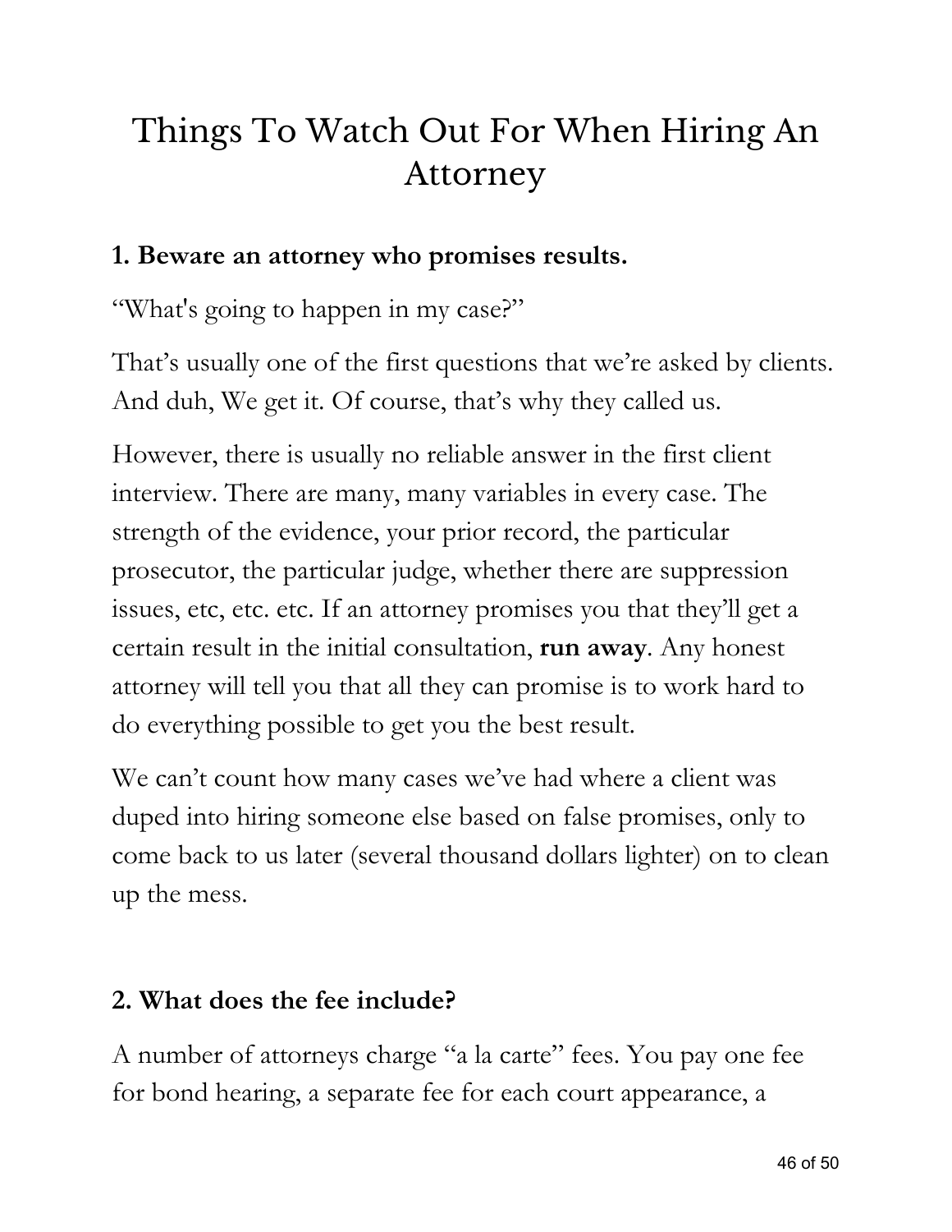# Things To Watch Out For When Hiring An Attorney

### 1. Beware an attorney who promises results.

"What's going to happen in my case?"

That's usually one of the first questions that we're asked by clients. And duh, We get it. Of course, that's why they called us.

However, there is usually no reliable answer in the first client interview. There are many, many variables in every case. The strength of the evidence, your prior record, the particular prosecutor, the particular judge, whether there are suppression issues, etc, etc. etc. If an attorney promises you that they'll get a certain result in the initial consultation, **run away**. Any honest attorney will tell you that all they can promise is to work hard to do everything possible to get you the best result.

We can't count how many cases we've had where a client was duped into hiring someone else based on false promises, only to come back to us later (several thousand dollars lighter) on to clean up the mess.

### 2. What does the fee include?

A number of attorneys charge "a la carte" fees. You pay one fee for bond hearing, a separate fee for each court appearance, a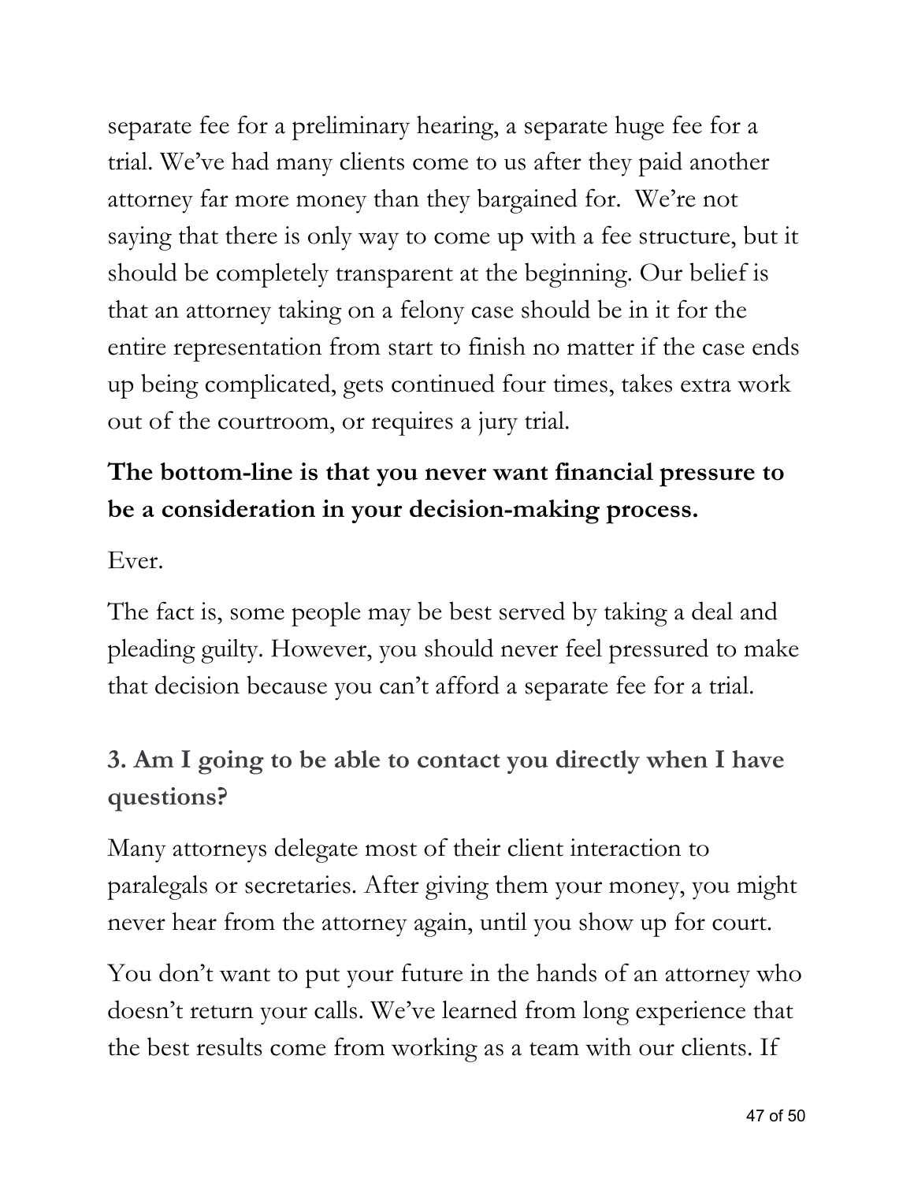separate fee for a preliminary hearing, a separate huge fee for a trial. We've had many clients come to us after they paid another attorney far more money than they bargained for. We're not saying that there is only way to come up with a fee structure, but it should be completely transparent at the beginning. Our belief is that an attorney taking on a felony case should be in it for the entire representation from start to finish no matter if the case ends up being complicated, gets continued four times, takes extra work out of the courtroom, or requires a jury trial.

**The bottom-line is that you never want financial pressure to be a consideration in your decision-making process.**

Ever.

The fact is, some people may be best served by taking a deal and pleading guilty. However, you should never feel pressured to make that decision because you can't afford a separate fee for a trial.

### 3. Am I going to be able to contact you directly when I have questions?

Many attorneys delegate most of their client interaction to paralegals or secretaries. After giving them your money, you might never hear from the attorney again, until you show up for court.

You don't want to put your future in the hands of an attorney who doesn't return your calls. We've learned from long experience that the best results come from working as a team with our clients. If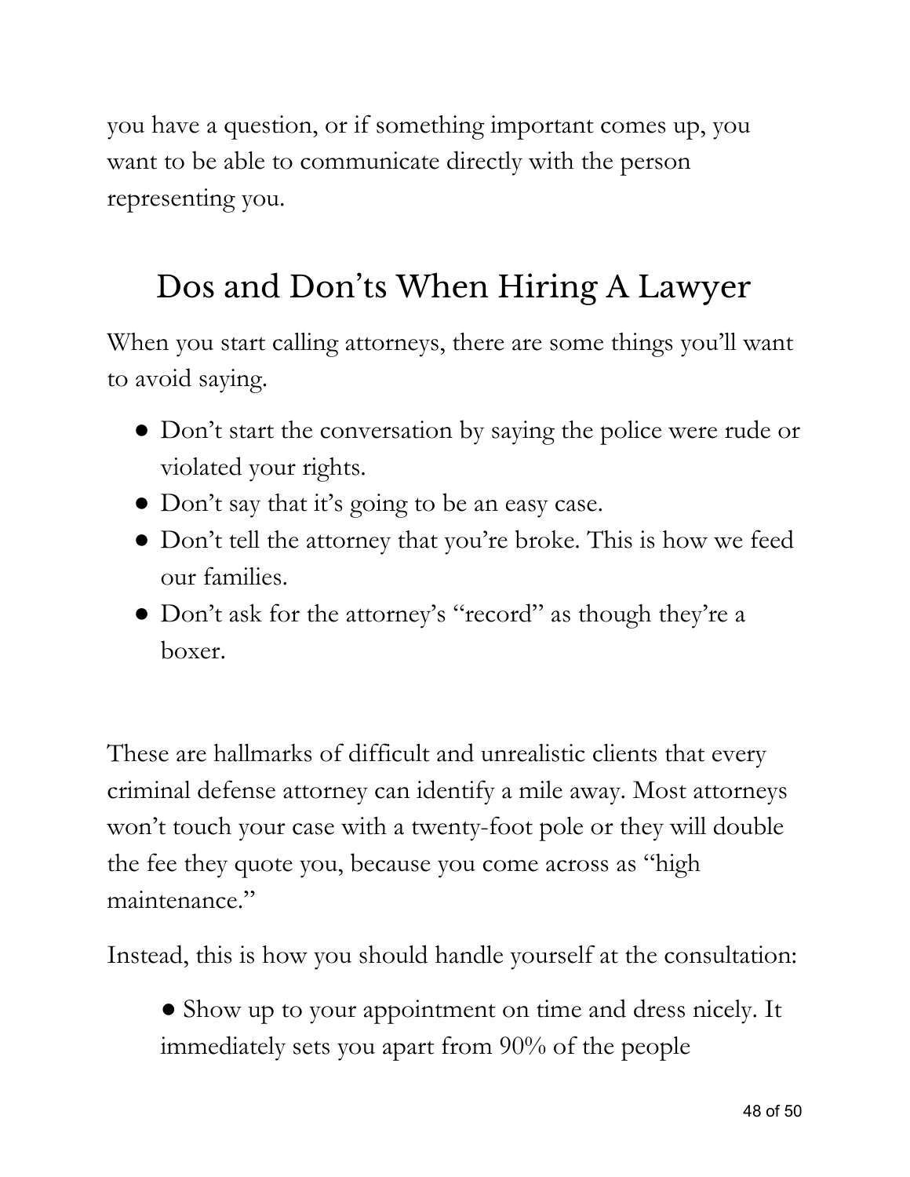you have a question, or if something important comes up, you want to be able to communicate directly with the person representing you.

## Dos and Don'ts When Hiring A Lawyer

When you start calling attorneys, there are some things you'll want to avoid saying.

- Don't start the conversation by saying the police were rude or violated your rights.
- Don't say that it's going to be an easy case.
- Don't tell the attorney that you're broke. This is how we feed our families.
- Don't ask for the attorney's "record" as though they're a boxer.

These are hallmarks of difficult and unrealistic clients that every criminal defense attorney can identify a mile away. Most attorneys won't touch your case with a twenty-foot pole or they will double the fee they quote you, because you come across as "high maintenance."

Instead, this is how you should handle yourself at the consultation:

- Show up to your appointment on time and dress nicely. It immediately sets you apart from 90% of the people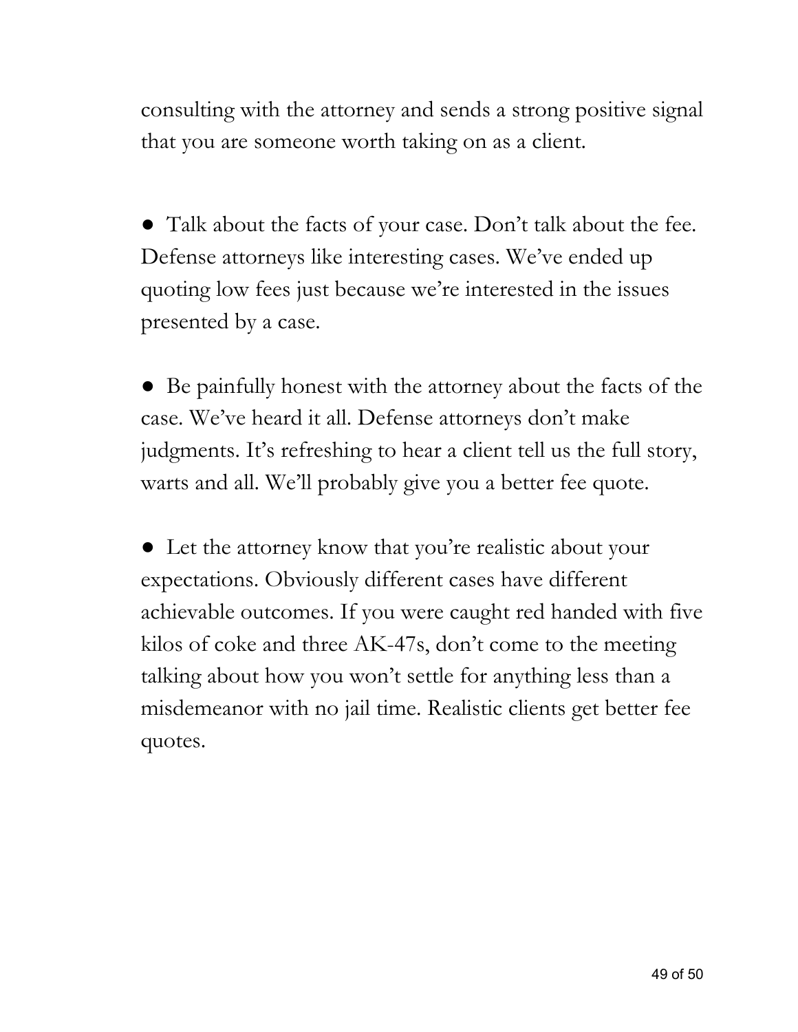consulting with the attorney and sends a strong positive signal that you are someone worth taking on as a client.

- Talk about the facts of your case. Don't talk about the fee. Defense attorneys like interesting cases. We've ended up quoting low fees just because we're interested in the issues presented by a case.

- Be painfully honest with the attorney about the facts of the case. We've heard it all. Defense attorneys don't make judgments. It's refreshing to hear a client tell us the full story, warts and all. We'll probably give you a better fee quote.

- Let the attorney know that you're realistic about your expectations. Obviously different cases have different achievable outcomes. If you were caught red handed with five kilos of coke and three AK-47s, don't come to the meeting talking about how you won't settle for anything less than a misdemeanor with no jail time. Realistic clients get better fee quotes.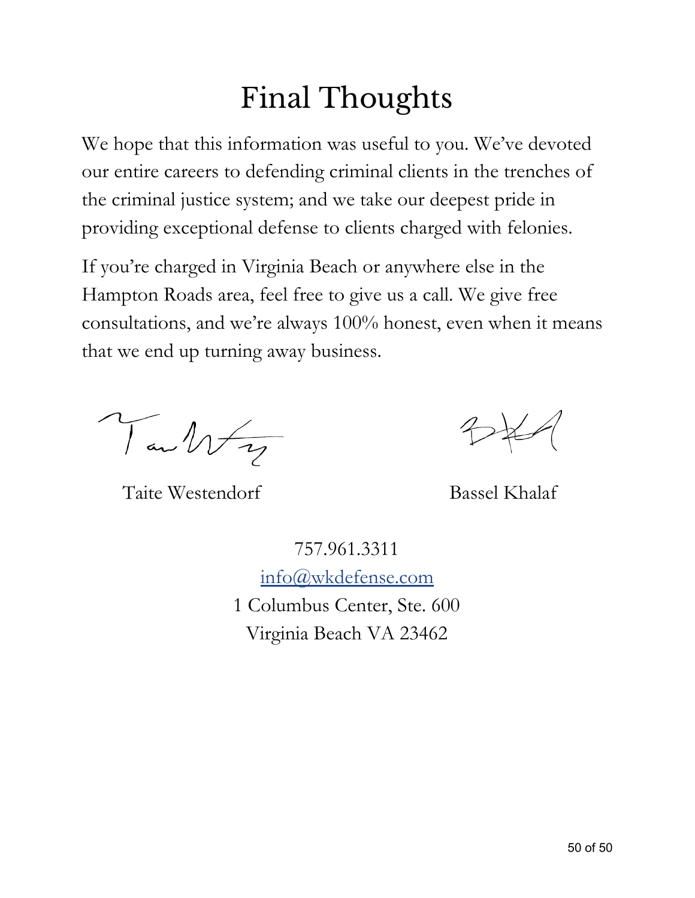# Final Thoughts

We hope that this information was useful to you. We've devoted our entire careers to defending criminal clients in the trenches of the criminal justice system; and we take our deepest pride in providing exceptional defense to clients charged with felonies.

If you're charged in Virginia Beach or anywhere else in the Hampton Roads area, feel free to give us a call. We give free consultations, and we're always 100% honest, even when it means that we end up turning away business.

Taite Westendorf

Bassel Khalaf

757.961.3311

info@wkdefense.com

1 Columbus Center, Ste. 600

Virginia Beach VA 23462